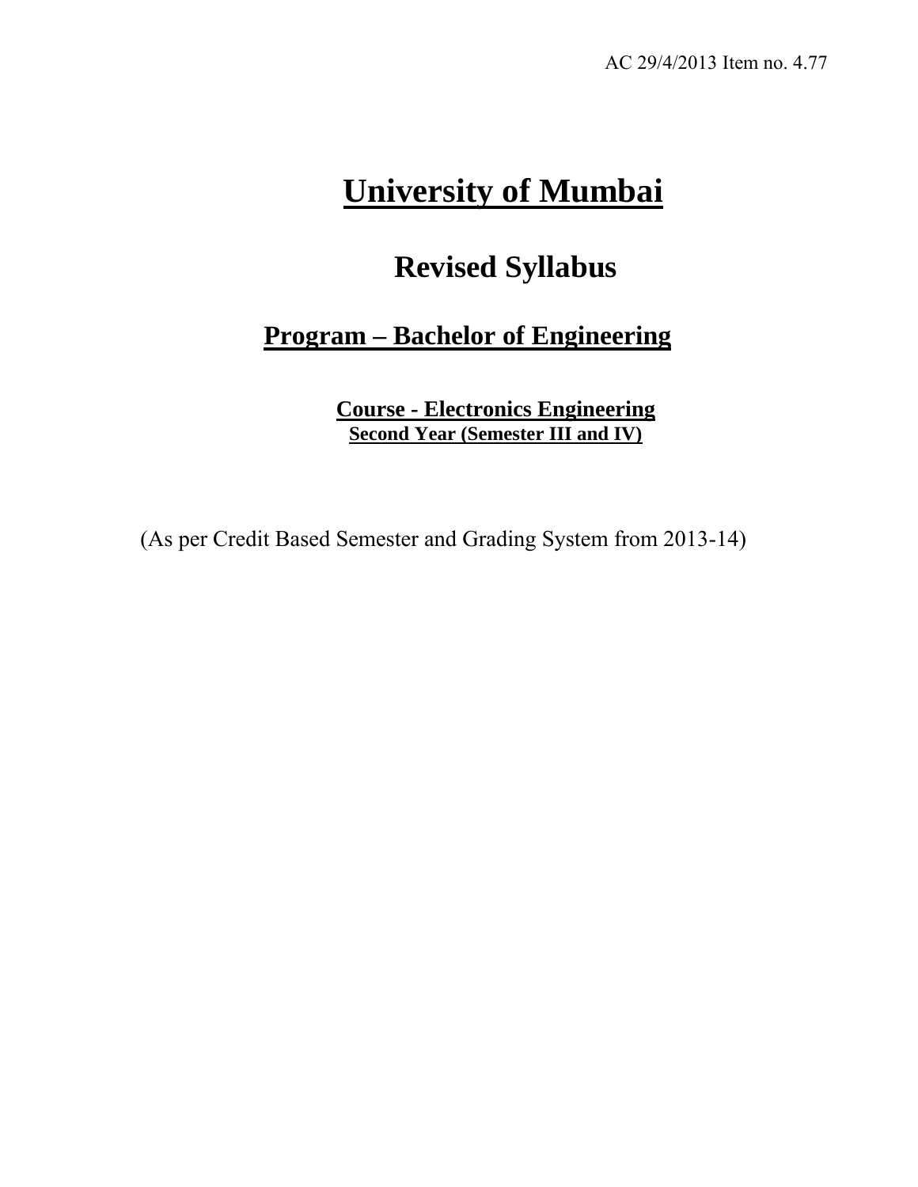AC 29/4/2013 Item no. 4.77

# University of Mumbai

## Revised Syllabus

## Program – Bachelor of Engineering

### Course - Electronics Engineering

**Second Year (Semester III and IV)**

(As per Credit Based Semester and Grading System from 2013-14)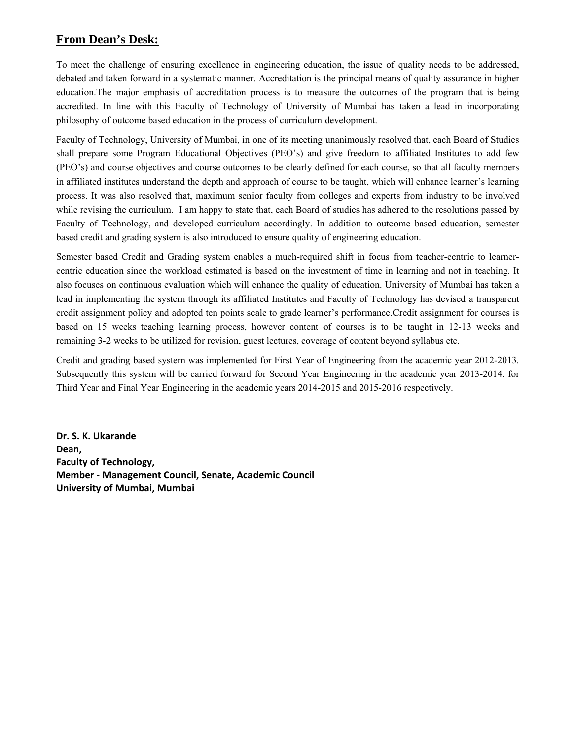## From Dean's Desk:

To meet the challenge of ensuring excellence in engineering education, the issue of quality needs to be addressed, debated and taken forward in a systematic manner. Accreditation is the principal means of quality assurance in higher education.The major emphasis of accreditation process is to measure the outcomes of the program that is being accredited. In line with this Faculty of Technology of University of Mumbai has taken a lead in incorporating philosophy of outcome based education in the process of curriculum development.

Faculty of Technology, University of Mumbai, in one of its meeting unanimously resolved that, each Board of Studies shall prepare some Program Educational Objectives (PEO's) and give freedom to affiliated Institutes to add few (PEO's) and course objectives and course outcomes to be clearly defined for each course, so that all faculty members in affiliated institutes understand the depth and approach of course to be taught, which will enhance learner's learning process. It was also resolved that, maximum senior faculty from colleges and experts from industry to be involved while revising the curriculum. I am happy to state that, each Board of studies has adhered to the resolutions passed by Faculty of Technology, and developed curriculum accordingly. In addition to outcome based education, semester based credit and grading system is also introduced to ensure quality of engineering education.

Semester based Credit and Grading system enables a much-required shift in focus from teacher-centric to learner-centric education since the workload estimated is based on the investment of time in learning and not in teaching. It also focuses on continuous evaluation which will enhance the quality of education. University of Mumbai has taken a lead in implementing the system through its affiliated Institutes and Faculty of Technology has devised a transparent credit assignment policy and adopted ten points scale to grade learner's performance.Credit assignment for courses is based on 15 weeks teaching learning process, however content of courses is to be taught in 12-13 weeks and remaining 3-2 weeks to be utilized for revision, guest lectures, coverage of content beyond syllabus etc.

Credit and grading based system was implemented for First Year of Engineering from the academic year 2012-2013. Subsequently this system will be carried forward for Second Year Engineering in the academic year 2013-2014, for Third Year and Final Year Engineering in the academic years 2014-2015 and 2015-2016 respectively.

**Dr. S. K. Ukarande**
**Dean,**
**Faculty of Technology,**
**Member - Management Council, Senate, Academic Council**
**University of Mumbai, Mumbai**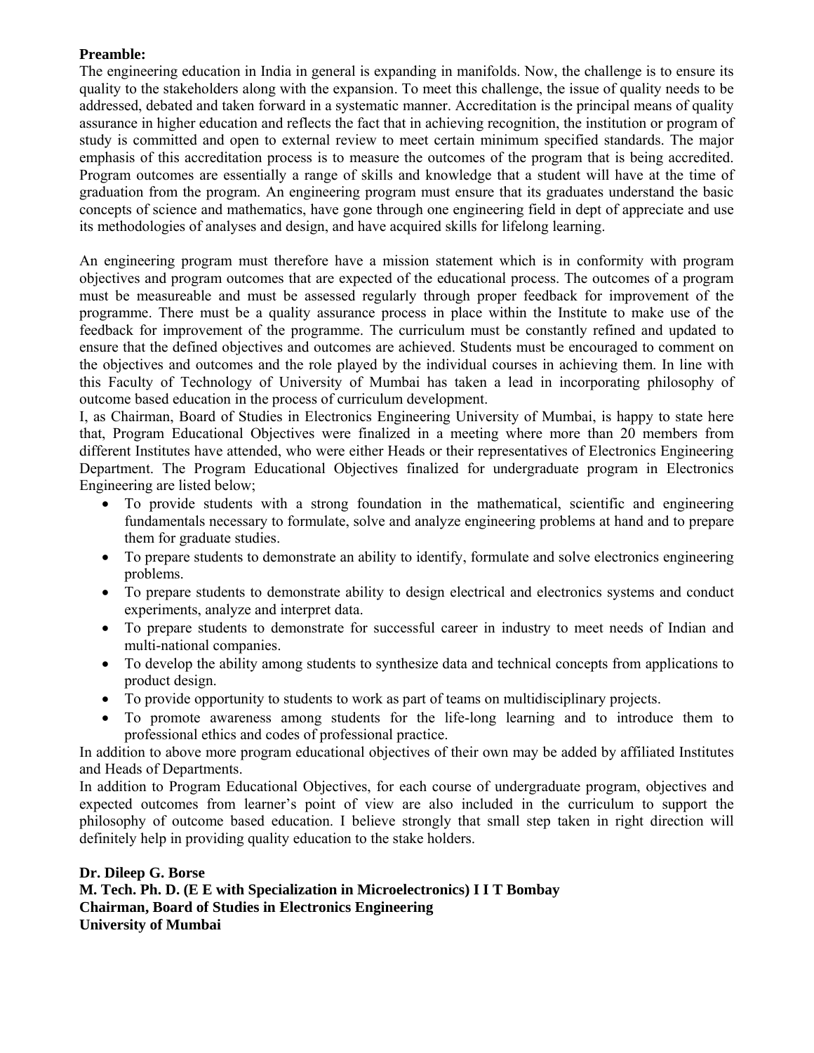**Preamble:**

The engineering education in India in general is expanding in manifolds. Now, the challenge is to ensure its quality to the stakeholders along with the expansion. To meet this challenge, the issue of quality needs to be addressed, debated and taken forward in a systematic manner. Accreditation is the principal means of quality assurance in higher education and reflects the fact that in achieving recognition, the institution or program of study is committed and open to external review to meet certain minimum specified standards. The major emphasis of this accreditation process is to measure the outcomes of the program that is being accredited. Program outcomes are essentially a range of skills and knowledge that a student will have at the time of graduation from the program. An engineering program must ensure that its graduates understand the basic concepts of science and mathematics, have gone through one engineering field in dept of appreciate and use its methodologies of analyses and design, and have acquired skills for lifelong learning.

An engineering program must therefore have a mission statement which is in conformity with program objectives and program outcomes that are expected of the educational process. The outcomes of a program must be measureable and must be assessed regularly through proper feedback for improvement of the programme. There must be a quality assurance process in place within the Institute to make use of the feedback for improvement of the programme. The curriculum must be constantly refined and updated to ensure that the defined objectives and outcomes are achieved. Students must be encouraged to comment on the objectives and outcomes and the role played by the individual courses in achieving them. In line with this Faculty of Technology of University of Mumbai has taken a lead in incorporating philosophy of outcome based education in the process of curriculum development.

I, as Chairman, Board of Studies in Electronics Engineering University of Mumbai, is happy to state here that, Program Educational Objectives were finalized in a meeting where more than 20 members from different Institutes have attended, who were either Heads or their representatives of Electronics Engineering Department. The Program Educational Objectives finalized for undergraduate program in Electronics Engineering are listed below;

- To provide students with a strong foundation in the mathematical, scientific and engineering fundamentals necessary to formulate, solve and analyze engineering problems at hand and to prepare them for graduate studies.
- To prepare students to demonstrate an ability to identify, formulate and solve electronics engineering problems.
- To prepare students to demonstrate ability to design electrical and electronics systems and conduct experiments, analyze and interpret data.
- To prepare students to demonstrate for successful career in industry to meet needs of Indian and multi-national companies.
- To develop the ability among students to synthesize data and technical concepts from applications to product design.
- To provide opportunity to students to work as part of teams on multidisciplinary projects.
- To promote awareness among students for the life-long learning and to introduce them to professional ethics and codes of professional practice.

In addition to above more program educational objectives of their own may be added by affiliated Institutes and Heads of Departments.

In addition to Program Educational Objectives, for each course of undergraduate program, objectives and expected outcomes from learner's point of view are also included in the curriculum to support the philosophy of outcome based education. I believe strongly that small step taken in right direction will definitely help in providing quality education to the stake holders.

**Dr. Dileep G. Borse**
**M. Tech. Ph. D. (E E with Specialization in Microelectronics) I I T Bombay**
**Chairman, Board of Studies in Electronics Engineering**
**University of Mumbai**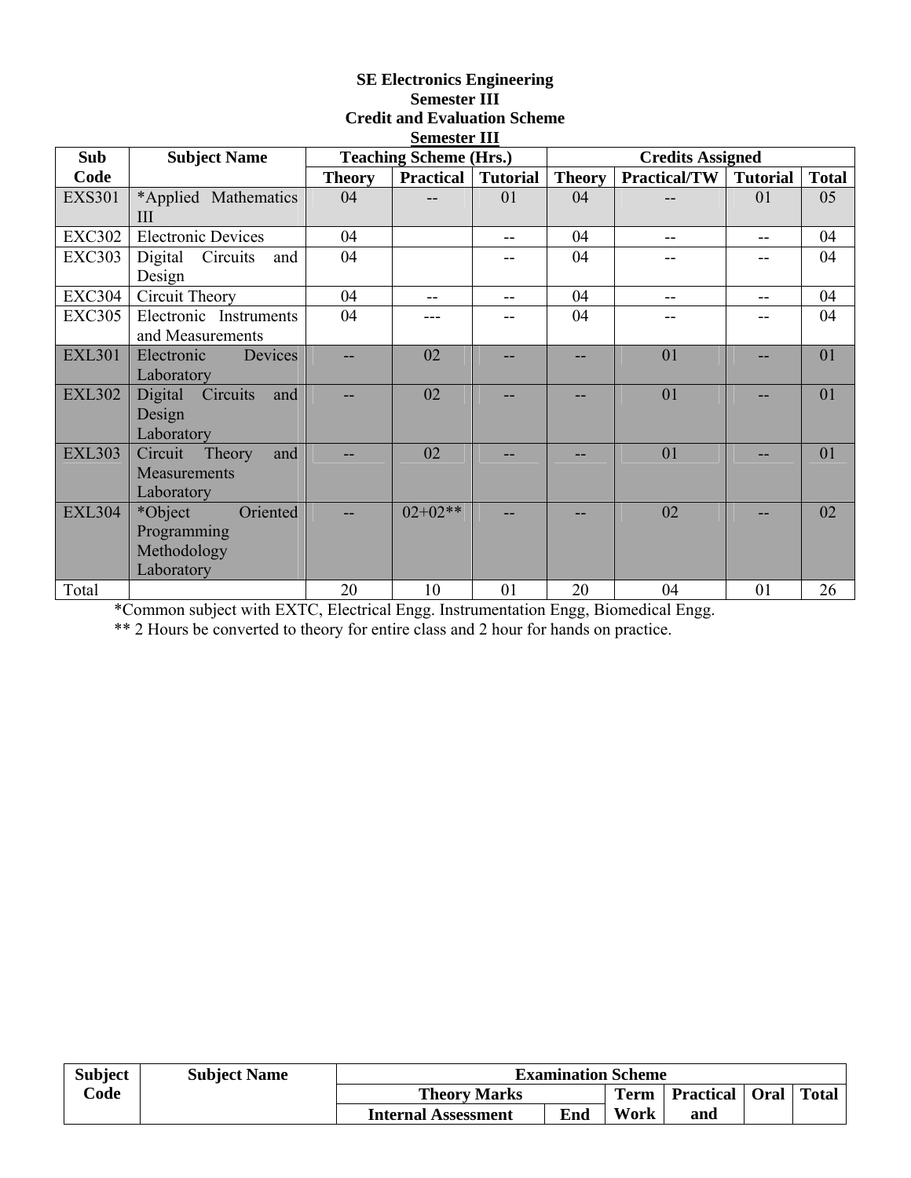**SE Electronics Engineering**
**Semester III**
**Credit and Evaluation Scheme**
**Semester III**

| Sub Code | Subject Name | Teaching Scheme (Hrs.) | | | Credits Assigned | | | |
|---|---|---|---|---|---|---|---|---|
| | | Theory | Practical | Tutorial | Theory | Practical/TW | Tutorial | Total |
| EXS301 | *Applied Mathematics III | 04 | -- | 01 | 04 | -- | 01 | 05 |
| EXC302 | Electronic Devices | 04 | | -- | 04 | -- | -- | 04 |
| EXC303 | Digital Circuits and Design | 04 | | -- | 04 | -- | -- | 04 |
| EXC304 | Circuit Theory | 04 | -- | -- | 04 | -- | -- | 04 |
| EXC305 | Electronic Instruments and Measurements | 04 | --- | -- | 04 | -- | -- | 04 |
| EXL301 | Electronic Devices Laboratory | -- | 02 | -- | -- | 01 | -- | 01 |
| EXL302 | Digital Circuits and Design Laboratory | -- | 02 | -- | -- | 01 | -- | 01 |
| EXL303 | Circuit Theory and Measurements Laboratory | -- | 02 | -- | -- | 01 | -- | 01 |
| EXL304 | *Object Oriented Programming Methodology Laboratory | -- | 02+02** | -- | -- | 02 | -- | 02 |
| Total | | 20 | 10 | 01 | 20 | 04 | 01 | 26 |

*Common subject with EXTC, Electrical Engg. Instrumentation Engg, Biomedical Engg.

** 2 Hours be converted to theory for entire class and 2 hour for hands on practice.

| Subject Code | Subject Name | Examination Scheme | | | | | | |
|---|---|---|---|---|---|---|---|---|
| | | Theory Marks | | | Term Work | Practical and | Oral | Total |
| | | Internal Assessment | | End | | | | |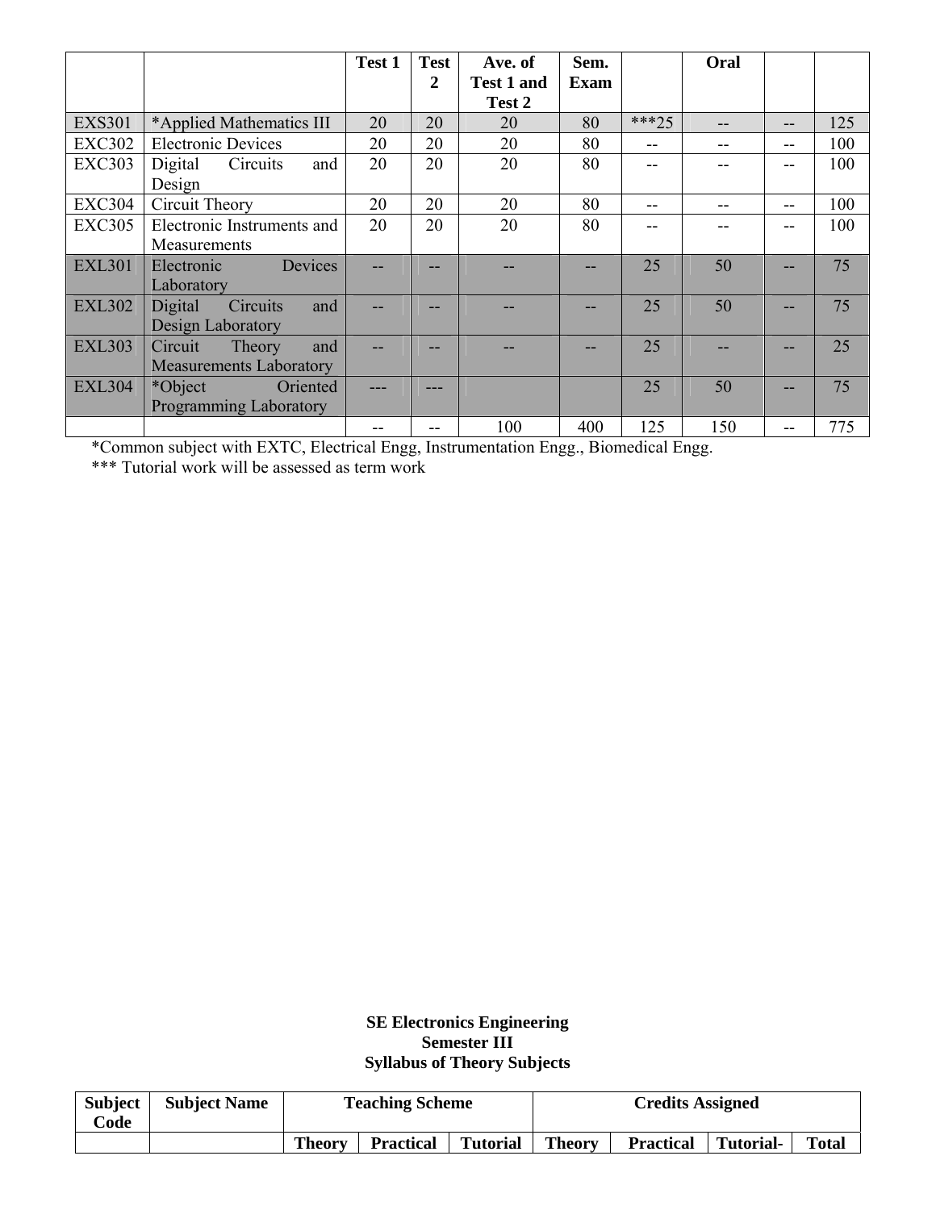| | | Test 1 | Test 2 | Ave. of Test 1 and Test 2 | Sem. Exam | | Oral | | |
|---|---|---|---|---|---|---|---|---|---|
| EXS301 | *Applied Mathematics III | 20 | 20 | 20 | 80 | ***25 | -- | -- | 125 |
| EXC302 | Electronic Devices | 20 | 20 | 20 | 80 | -- | -- | -- | 100 |
| EXC303 | Digital Circuits and Design | 20 | 20 | 20 | 80 | -- | -- | -- | 100 |
| EXC304 | Circuit Theory | 20 | 20 | 20 | 80 | -- | -- | -- | 100 |
| EXC305 | Electronic Instruments and Measurements | 20 | 20 | 20 | 80 | -- | -- | -- | 100 |
| EXL301 | Electronic Devices Laboratory | -- | -- | -- | -- | 25 | 50 | -- | 75 |
| EXL302 | Digital Circuits and Design Laboratory | -- | -- | -- | -- | 25 | 50 | -- | 75 |
| EXL303 | Circuit Theory and Measurements Laboratory | -- | -- | -- | -- | 25 | -- | -- | 25 |
| EXL304 | *Object Oriented Programming Laboratory | --- | --- | | | 25 | 50 | -- | 75 |
| | | -- | -- | 100 | 400 | 125 | 150 | -- | 775 |

*Common subject with EXTC, Electrical Engg, Instrumentation Engg., Biomedical Engg.

*** Tutorial work will be assessed as term work

**SE Electronics Engineering**
**Semester III**
**Syllabus of Theory Subjects**

| Subject Code | Subject Name | Teaching Scheme | | | Credits Assigned | | | |
|---|---|---|---|---|---|---|---|---|
| | | Theory | Practical | Tutorial | Theory | Practical | Tutorial- | Total |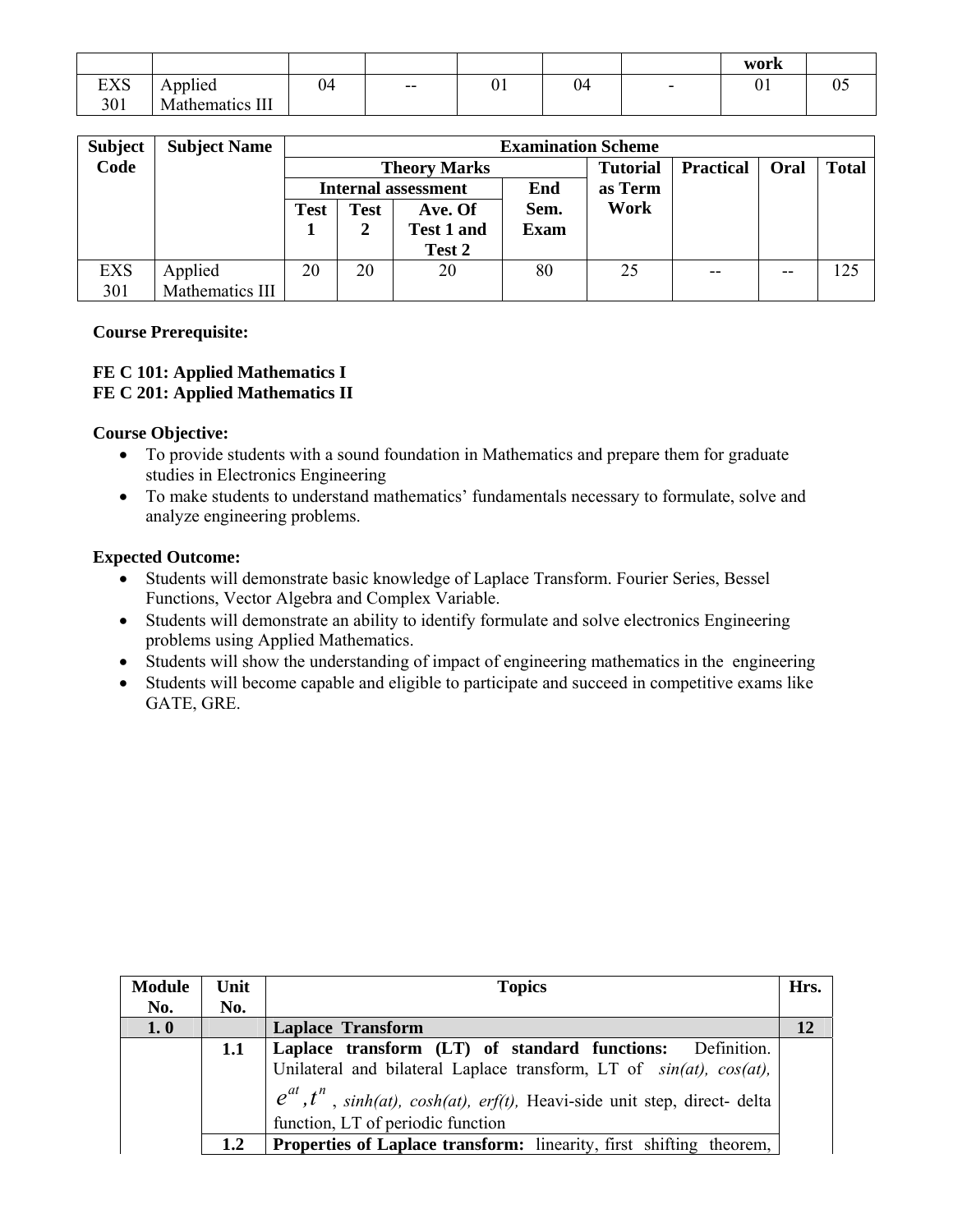|  |  |  |  |  |  |  | work |  |
|---|---|---|---|---|---|---|---|---|
| EXS 301 | Applied Mathematics III | 04 | -- | 01 | 04 | - | 01 | 05 |

| Subject Code | Subject Name | Examination Scheme | | | | | | | | |
|---|---|---|---|---|---|---|---|---|---|---|
| | | Theory Marks | | | | Tutorial as Term Work | Practical | Oral | Total |
| | | Internal assessment | | | End Sem. Exam | | | | |
| | | Test 1 | Test 2 | Ave. Of Test 1 and Test 2 | | | | | |
| EXS 301 | Applied Mathematics III | 20 | 20 | 20 | 80 | 25 | -- | -- | 125 |

**Course Prerequisite:**

**FE C 101: Applied Mathematics I**
**FE C 201: Applied Mathematics II**

**Course Objective:**

- To provide students with a sound foundation in Mathematics and prepare them for graduate studies in Electronics Engineering
- To make students to understand mathematics' fundamentals necessary to formulate, solve and analyze engineering problems.

**Expected Outcome:**

- Students will demonstrate basic knowledge of Laplace Transform. Fourier Series, Bessel Functions, Vector Algebra and Complex Variable.
- Students will demonstrate an ability to identify formulate and solve electronics Engineering problems using Applied Mathematics.
- Students will show the understanding of impact of engineering mathematics in the engineering
- Students will become capable and eligible to participate and succeed in competitive exams like GATE, GRE.

| Module No. | Unit No. | Topics | Hrs. |
|---|---|---|---|
| **1. 0** | | **Laplace Transform** | **12** |
| | **1.1** | **Laplace transform (LT) of standard functions:** Definition. Unilateral and bilateral Laplace transform, LT of *sin(at), cos(at),* $e^{at}, t^{n}$, *sinh(at), cosh(at), erf(t),* Heavi-side unit step, direct- delta function, LT of periodic function | |
| | **1.2** | **Properties of Laplace transform:** linearity, first shifting theorem, | |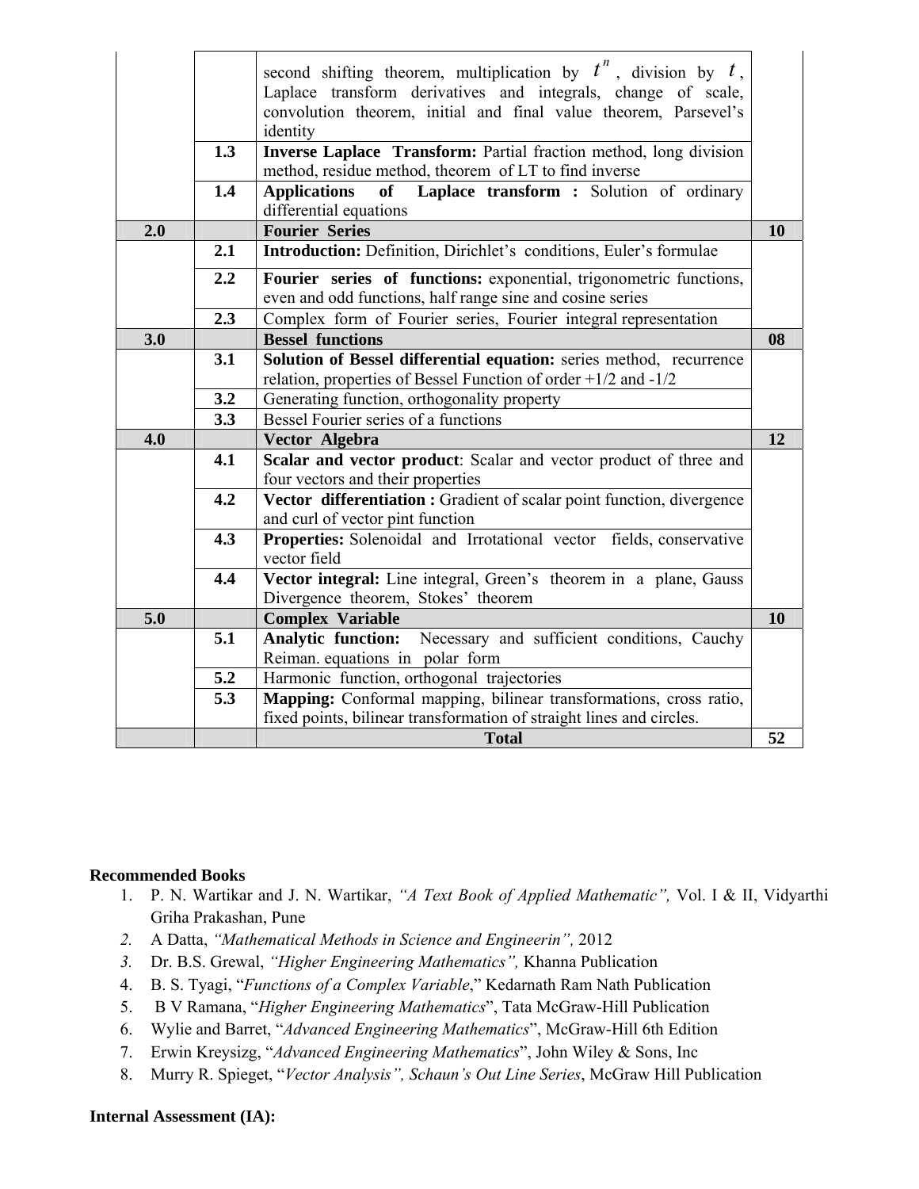| | | | |
|---|---|---|---|
| | | second shifting theorem, multiplication by $t^n$, division by $t$, Laplace transform derivatives and integrals, change of scale, convolution theorem, initial and final value theorem, Parsevel's identity | |
| | **1.3** | **Inverse Laplace Transform:** Partial fraction method, long division method, residue method, theorem of LT to find inverse | |
| | **1.4** | **Applications of Laplace transform :** Solution of ordinary differential equations | |
| **2.0** | | **Fourier Series** | **10** |
| | **2.1** | **Introduction:** Definition, Dirichlet's conditions, Euler's formulae | |
| | **2.2** | **Fourier series of functions:** exponential, trigonometric functions, even and odd functions, half range sine and cosine series | |
| | **2.3** | Complex form of Fourier series, Fourier integral representation | |
| **3.0** | | **Bessel functions** | **08** |
| | **3.1** | **Solution of Bessel differential equation:** series method, recurrence relation, properties of Bessel Function of order +1/2 and -1/2 | |
| | **3.2** | Generating function, orthogonality property | |
| | **3.3** | Bessel Fourier series of a functions | |
| **4.0** | | **Vector Algebra** | **12** |
| | **4.1** | **Scalar and vector product**: Scalar and vector product of three and four vectors and their properties | |
| | **4.2** | **Vector differentiation :** Gradient of scalar point function, divergence and curl of vector pint function | |
| | **4.3** | **Properties:** Solenoidal and Irrotational vector fields, conservative vector field | |
| | **4.4** | **Vector integral:** Line integral, Green's theorem in a plane, Gauss Divergence theorem, Stokes' theorem | |
| **5.0** | | **Complex Variable** | **10** |
| | **5.1** | **Analytic function:** Necessary and sufficient conditions, Cauchy Reiman. equations in polar form | |
| | **5.2** | Harmonic function, orthogonal trajectories | |
| | **5.3** | **Mapping:** Conformal mapping, bilinear transformations, cross ratio, fixed points, bilinear transformation of straight lines and circles. | |
| | | **Total** | **52** |

**Recommended Books**

1. P. N. Wartikar and J. N. Wartikar, *"A Text Book of Applied Mathematic",* Vol. I & II, Vidyarthi Griha Prakashan, Pune
2. A Datta, *"Mathematical Methods in Science and Engineerin",* 2012
3. Dr. B.S. Grewal, *"Higher Engineering Mathematics",* Khanna Publication
4. B. S. Tyagi, "*Functions of a Complex Variable*," Kedarnath Ram Nath Publication
5. B V Ramana, "*Higher Engineering Mathematics*", Tata McGraw-Hill Publication
6. Wylie and Barret, "*Advanced Engineering Mathematics*", McGraw-Hill 6th Edition
7. Erwin Kreysizg, "*Advanced Engineering Mathematics*", John Wiley & Sons, Inc
8. Murry R. Spieget, "*Vector Analysis", Schaun's Out Line Series*, McGraw Hill Publication

**Internal Assessment (IA):**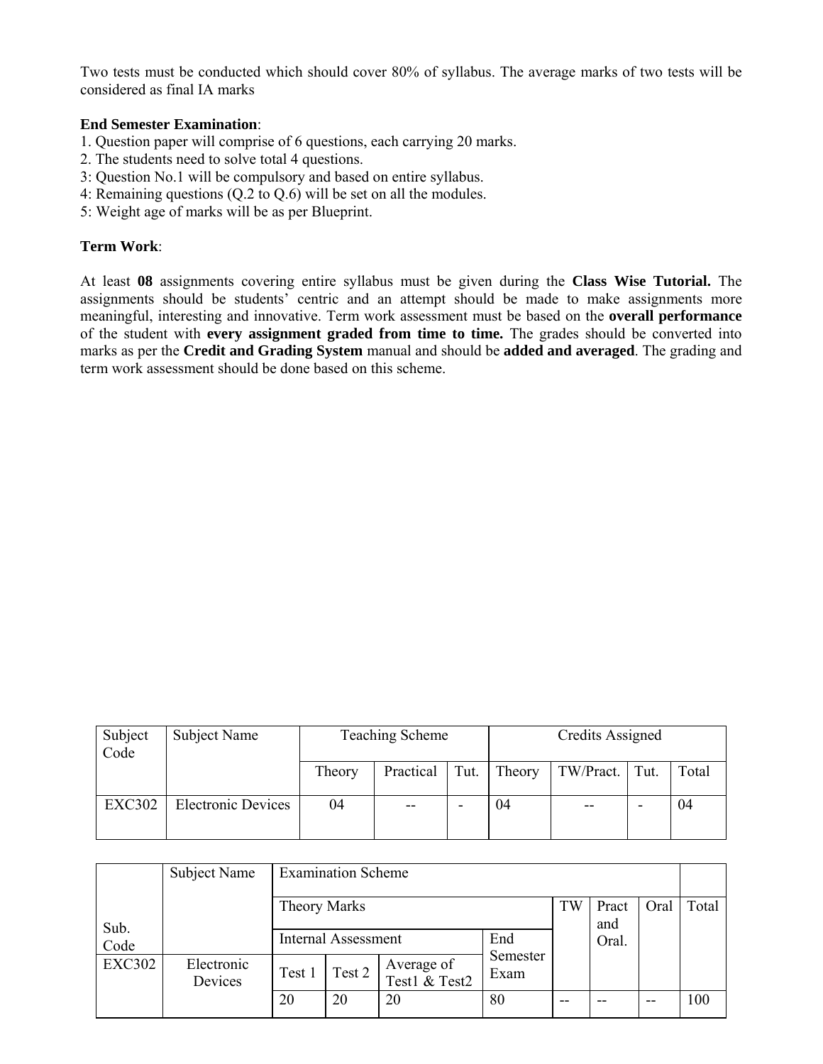Two tests must be conducted which should cover 80% of syllabus. The average marks of two tests will be considered as final IA marks

**End Semester Examination**:

1. Question paper will comprise of 6 questions, each carrying 20 marks.
2. The students need to solve total 4 questions.
3: Question No.1 will be compulsory and based on entire syllabus.
4: Remaining questions (Q.2 to Q.6) will be set on all the modules.
5: Weight age of marks will be as per Blueprint.

**Term Work**:

At least **08** assignments covering entire syllabus must be given during the **Class Wise Tutorial.** The assignments should be students' centric and an attempt should be made to make assignments more meaningful, interesting and innovative. Term work assessment must be based on the **overall performance** of the student with **every assignment graded from time to time.** The grades should be converted into marks as per the **Credit and Grading System** manual and should be **added and averaged**. The grading and term work assessment should be done based on this scheme.

| Subject Code | Subject Name | Teaching Scheme | | | Credits Assigned | | | |
|---|---|---|---|---|---|---|---|---|
| | | Theory | Practical | Tut. | Theory | TW/Pract. | Tut. | Total |
| EXC302 | Electronic Devices | 04 | -- | - | 04 | -- | - | 04 |

| Sub. Code | Subject Name | Examination Scheme | | | | | | | |
|---|---|---|---|---|---|---|---|---|---|
| | | Theory Marks | | | | TW | Pract and Oral. | Oral | Total |
| | | Internal Assessment | | | End Semester Exam | | | | |
| EXC302 | Electronic Devices | Test 1 | Test 2 | Average of Test1 & Test2 | | | | | |
| | | 20 | 20 | 20 | 80 | -- | -- | -- | 100 |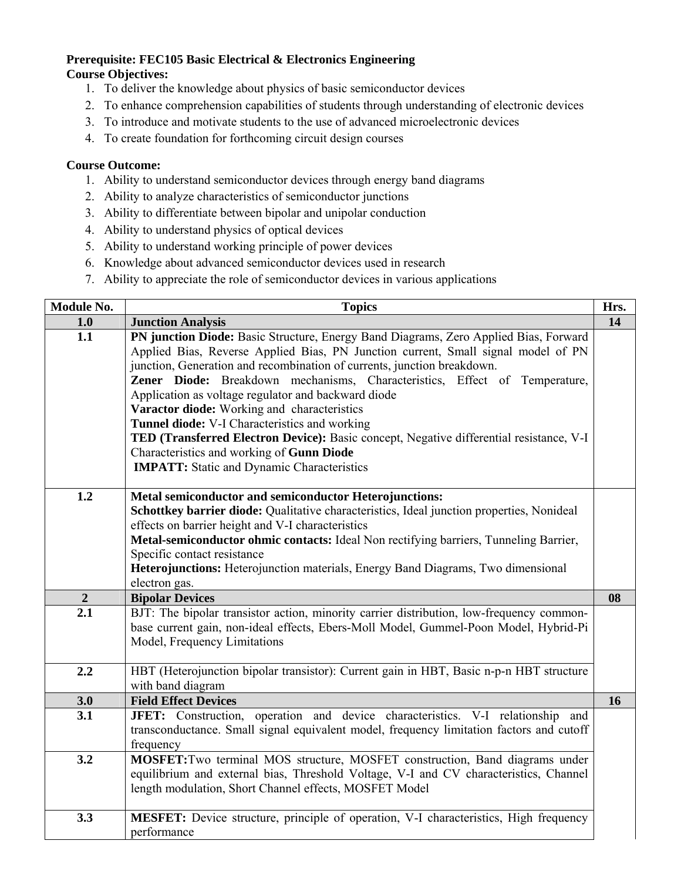**Prerequisite: FEC105 Basic Electrical & Electronics Engineering**

**Course Objectives:**

1. To deliver the knowledge about physics of basic semiconductor devices
2. To enhance comprehension capabilities of students through understanding of electronic devices
3. To introduce and motivate students to the use of advanced microelectronic devices
4. To create foundation for forthcoming circuit design courses

**Course Outcome:**

1. Ability to understand semiconductor devices through energy band diagrams
2. Ability to analyze characteristics of semiconductor junctions
3. Ability to differentiate between bipolar and unipolar conduction
4. Ability to understand physics of optical devices
5. Ability to understand working principle of power devices
6. Knowledge about advanced semiconductor devices used in research
7. Ability to appreciate the role of semiconductor devices in various applications

| Module No. | Topics | Hrs. |
|---|---|---|
| **1.0** | **Junction Analysis** | **14** |
| **1.1** | **PN junction Diode:** Basic Structure, Energy Band Diagrams, Zero Applied Bias, Forward Applied Bias, Reverse Applied Bias, PN Junction current, Small signal model of PN junction, Generation and recombination of currents, junction breakdown.<br>**Zener Diode:** Breakdown mechanisms, Characteristics, Effect of Temperature, Application as voltage regulator and backward diode<br>**Varactor diode:** Working and characteristics<br>**Tunnel diode:** V-I Characteristics and working<br>**TED (Transferred Electron Device):** Basic concept, Negative differential resistance, V-I Characteristics and working of **Gunn Diode**<br>**IMPATT:** Static and Dynamic Characteristics | |
| **1.2** | **Metal semiconductor and semiconductor Heterojunctions:**<br>**Schottkey barrier diode:** Qualitative characteristics, Ideal junction properties, Nonideal effects on barrier height and V-I characteristics<br>**Metal-semiconductor ohmic contacts:** Ideal Non rectifying barriers, Tunneling Barrier, Specific contact resistance<br>**Heterojunctions:** Heterojunction materials, Energy Band Diagrams, Two dimensional electron gas. | |
| **2** | **Bipolar Devices** | **08** |
| **2.1** | BJT: The bipolar transistor action, minority carrier distribution, low-frequency common-base current gain, non-ideal effects, Ebers-Moll Model, Gummel-Poon Model, Hybrid-Pi Model, Frequency Limitations | |
| **2.2** | HBT (Heterojunction bipolar transistor): Current gain in HBT, Basic n-p-n HBT structure with band diagram | |
| **3.0** | **Field Effect Devices** | **16** |
| **3.1** | **JFET:** Construction, operation and device characteristics. V-I relationship and transconductance. Small signal equivalent model, frequency limitation factors and cutoff frequency | |
| **3.2** | **MOSFET:** Two terminal MOS structure, MOSFET construction, Band diagrams under equilibrium and external bias, Threshold Voltage, V-I and CV characteristics, Channel length modulation, Short Channel effects, MOSFET Model | |
| **3.3** | **MESFET:** Device structure, principle of operation, V-I characteristics, High frequency performance | |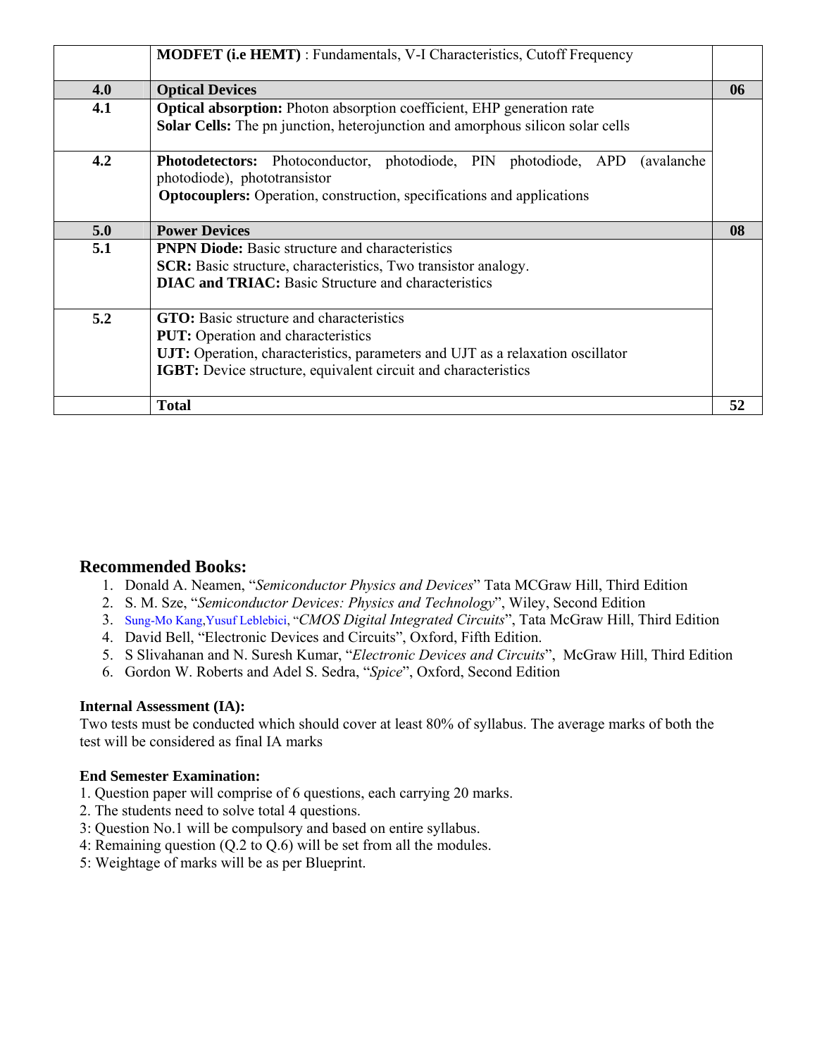| | | |
|---|---|---|
| | **MODFET (i.e HEMT)** : Fundamentals, V-I Characteristics, Cutoff Frequency | |
| **4.0** | **Optical Devices** | **06** |
| 4.1 | **Optical absorption:** Photon absorption coefficient, EHP generation rate<br>**Solar Cells:** The pn junction, heterojunction and amorphous silicon solar cells | |
| 4.2 | **Photodetectors:** Photoconductor, photodiode, PIN photodiode, APD (avalanche photodiode), phototransistor<br>**Optocouplers:** Operation, construction, specifications and applications | |
| **5.0** | **Power Devices** | **08** |
| 5.1 | **PNPN Diode:** Basic structure and characteristics<br>**SCR:** Basic structure, characteristics, Two transistor analogy.<br>**DIAC and TRIAC:** Basic Structure and characteristics | |
| 5.2 | **GTO:** Basic structure and characteristics<br>**PUT:** Operation and characteristics<br>**UJT:** Operation, characteristics, parameters and UJT as a relaxation oscillator<br>**IGBT:** Device structure, equivalent circuit and characteristics | |
| | **Total** | **52** |

## Recommended Books:

1. Donald A. Neamen, "*Semiconductor Physics and Devices*" Tata MCGraw Hill, Third Edition
2. S. M. Sze, "*Semiconductor Devices: Physics and Technology*", Wiley, Second Edition
3. Sung-Mo Kang,Yusuf Leblebici, "*CMOS Digital Integrated Circuits*", Tata McGraw Hill, Third Edition
4. David Bell, "Electronic Devices and Circuits", Oxford, Fifth Edition.
5. S Slivahanan and N. Suresh Kumar, "*Electronic Devices and Circuits*", McGraw Hill, Third Edition
6. Gordon W. Roberts and Adel S. Sedra, "*Spice*", Oxford, Second Edition

**Internal Assessment (IA):**

Two tests must be conducted which should cover at least 80% of syllabus. The average marks of both the test will be considered as final IA marks

**End Semester Examination:**

1. Question paper will comprise of 6 questions, each carrying 20 marks.
2. The students need to solve total 4 questions.
3: Question No.1 will be compulsory and based on entire syllabus.
4: Remaining question (Q.2 to Q.6) will be set from all the modules.
5: Weightage of marks will be as per Blueprint.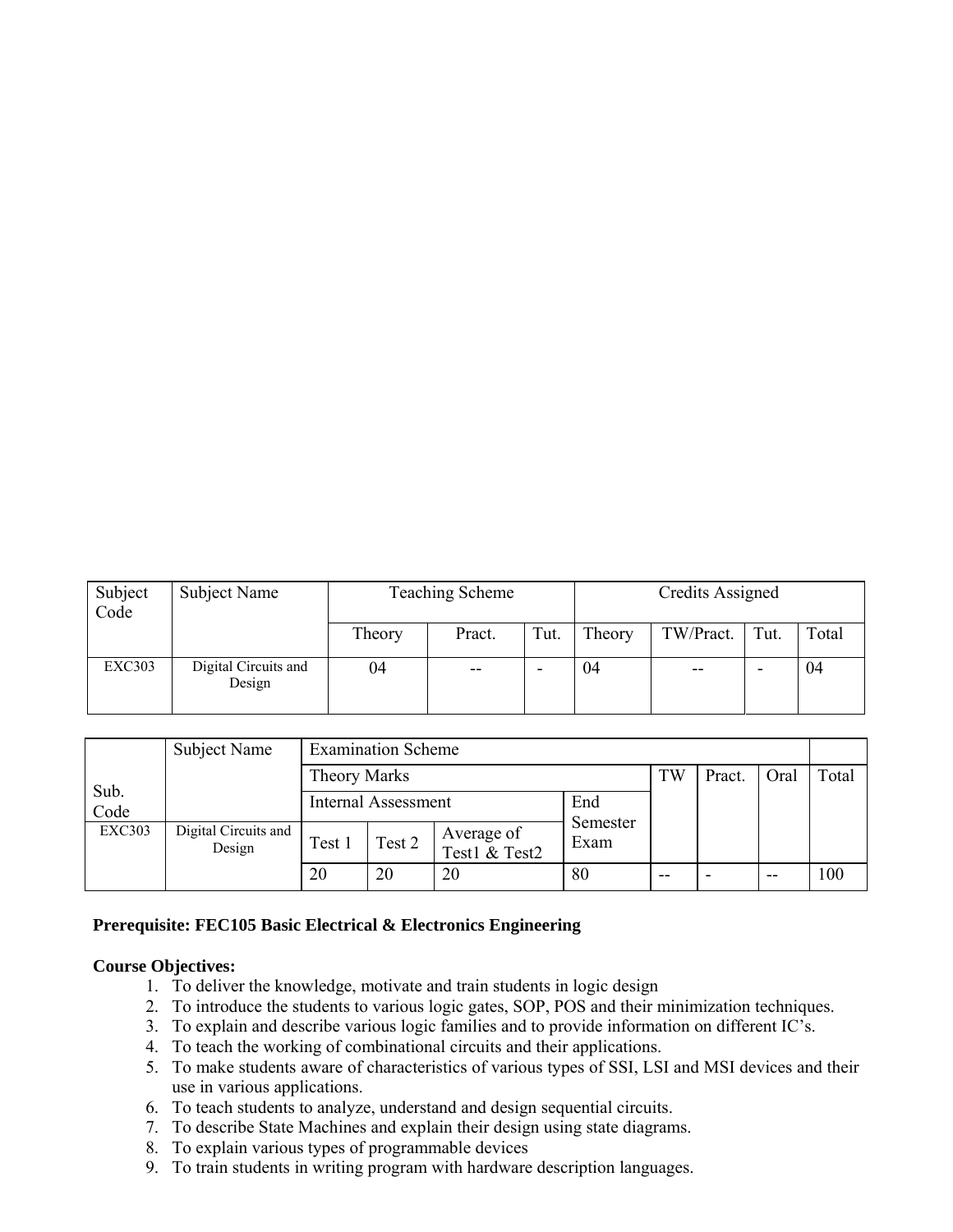| Subject Code | Subject Name | Teaching Scheme | | | Credits Assigned | | | |
|---|---|---|---|---|---|---|---|---|
| | | Theory | Pract. | Tut. | Theory | TW/Pract. | Tut. | Total |
| EXC303 | Digital Circuits and Design | 04 | -- | - | 04 | -- | - | 04 |

| Sub. Code | Subject Name | Examination Scheme | | | | | | | |
|---|---|---|---|---|---|---|---|---|---|
| | | Theory Marks | | | | TW | Pract. | Oral | Total |
| | | Internal Assessment | | | End Semester Exam | | | | |
| EXC303 | Digital Circuits and Design | Test 1 | Test 2 | Average of Test1 & Test2 | | | | | |
| | | 20 | 20 | 20 | 80 | -- | - | -- | 100 |

**Prerequisite: FEC105 Basic Electrical & Electronics Engineering**

**Course Objectives:**

1. To deliver the knowledge, motivate and train students in logic design
2. To introduce the students to various logic gates, SOP, POS and their minimization techniques.
3. To explain and describe various logic families and to provide information on different IC's.
4. To teach the working of combinational circuits and their applications.
5. To make students aware of characteristics of various types of SSI, LSI and MSI devices and their use in various applications.
6. To teach students to analyze, understand and design sequential circuits.
7. To describe State Machines and explain their design using state diagrams.
8. To explain various types of programmable devices
9. To train students in writing program with hardware description languages.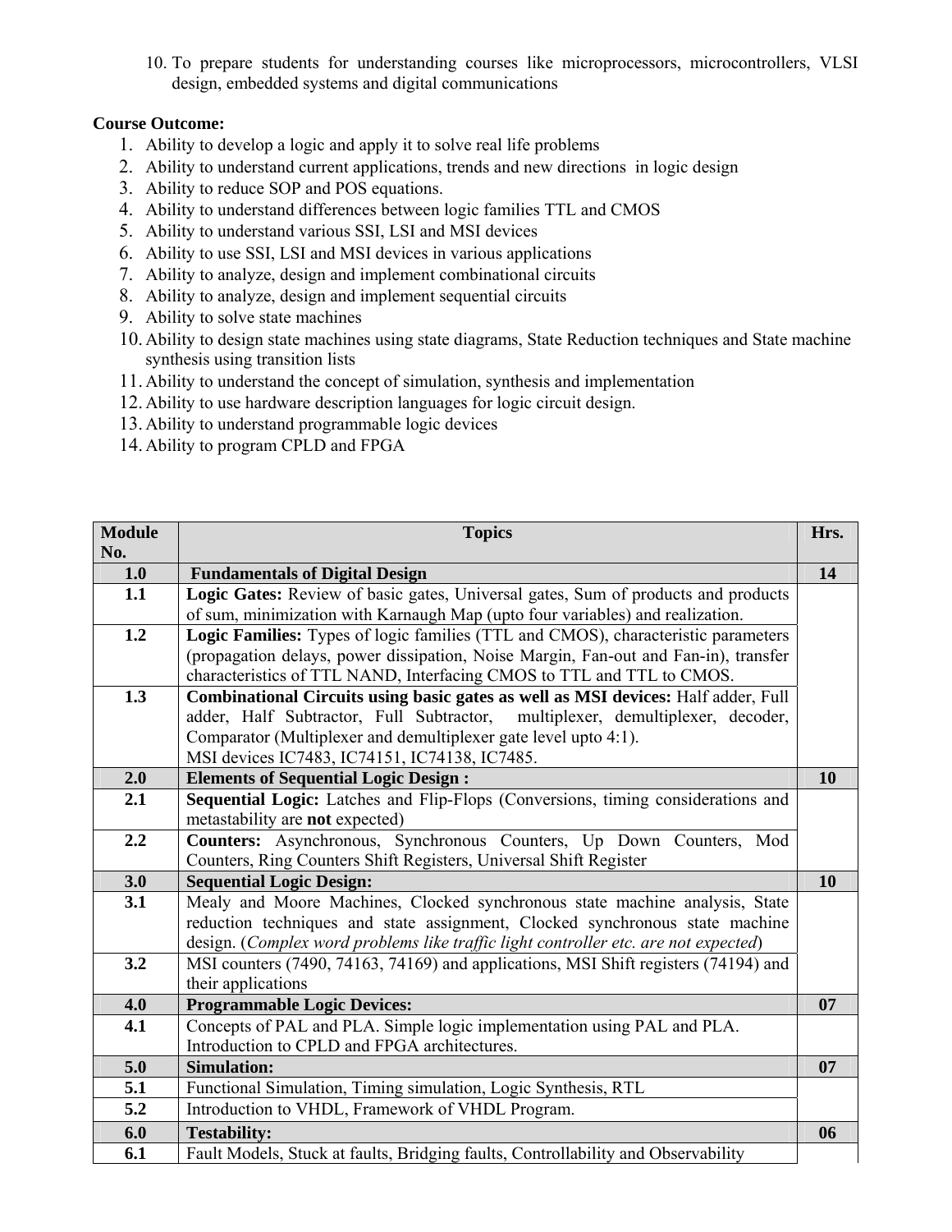10. To prepare students for understanding courses like microprocessors, microcontrollers, VLSI design, embedded systems and digital communications

**Course Outcome:**

1. Ability to develop a logic and apply it to solve real life problems
2. Ability to understand current applications, trends and new directions in logic design
3. Ability to reduce SOP and POS equations.
4. Ability to understand differences between logic families TTL and CMOS
5. Ability to understand various SSI, LSI and MSI devices
6. Ability to use SSI, LSI and MSI devices in various applications
7. Ability to analyze, design and implement combinational circuits
8. Ability to analyze, design and implement sequential circuits
9. Ability to solve state machines
10. Ability to design state machines using state diagrams, State Reduction techniques and State machine synthesis using transition lists
11. Ability to understand the concept of simulation, synthesis and implementation
12. Ability to use hardware description languages for logic circuit design.
13. Ability to understand programmable logic devices
14. Ability to program CPLD and FPGA

| Module No. | Topics | Hrs. |
|---|---|---|
| **1.0** | **Fundamentals of Digital Design** | **14** |
| **1.1** | **Logic Gates:** Review of basic gates, Universal gates, Sum of products and products of sum, minimization with Karnaugh Map (upto four variables) and realization. | |
| **1.2** | **Logic Families:** Types of logic families (TTL and CMOS), characteristic parameters (propagation delays, power dissipation, Noise Margin, Fan-out and Fan-in), transfer characteristics of TTL NAND, Interfacing CMOS to TTL and TTL to CMOS. | |
| **1.3** | **Combinational Circuits using basic gates as well as MSI devices:** Half adder, Full adder, Half Subtractor, Full Subtractor, multiplexer, demultiplexer, decoder, Comparator (Multiplexer and demultiplexer gate level upto 4:1). MSI devices IC7483, IC74151, IC74138, IC7485. | |
| **2.0** | **Elements of Sequential Logic Design :** | **10** |
| **2.1** | **Sequential Logic:** Latches and Flip-Flops (Conversions, timing considerations and metastability are **not** expected) | |
| **2.2** | **Counters:** Asynchronous, Synchronous Counters, Up Down Counters, Mod Counters, Ring Counters Shift Registers, Universal Shift Register | |
| **3.0** | **Sequential Logic Design:** | **10** |
| **3.1** | Mealy and Moore Machines, Clocked synchronous state machine analysis, State reduction techniques and state assignment, Clocked synchronous state machine design. (*Complex word problems like traffic light controller etc. are not expected*) | |
| **3.2** | MSI counters (7490, 74163, 74169) and applications, MSI Shift registers (74194) and their applications | |
| **4.0** | **Programmable Logic Devices:** | **07** |
| **4.1** | Concepts of PAL and PLA. Simple logic implementation using PAL and PLA. Introduction to CPLD and FPGA architectures. | |
| **5.0** | **Simulation:** | **07** |
| **5.1** | Functional Simulation, Timing simulation, Logic Synthesis, RTL | |
| **5.2** | Introduction to VHDL, Framework of VHDL Program. | |
| **6.0** | **Testability:** | **06** |
| **6.1** | Fault Models, Stuck at faults, Bridging faults, Controllability and Observability | |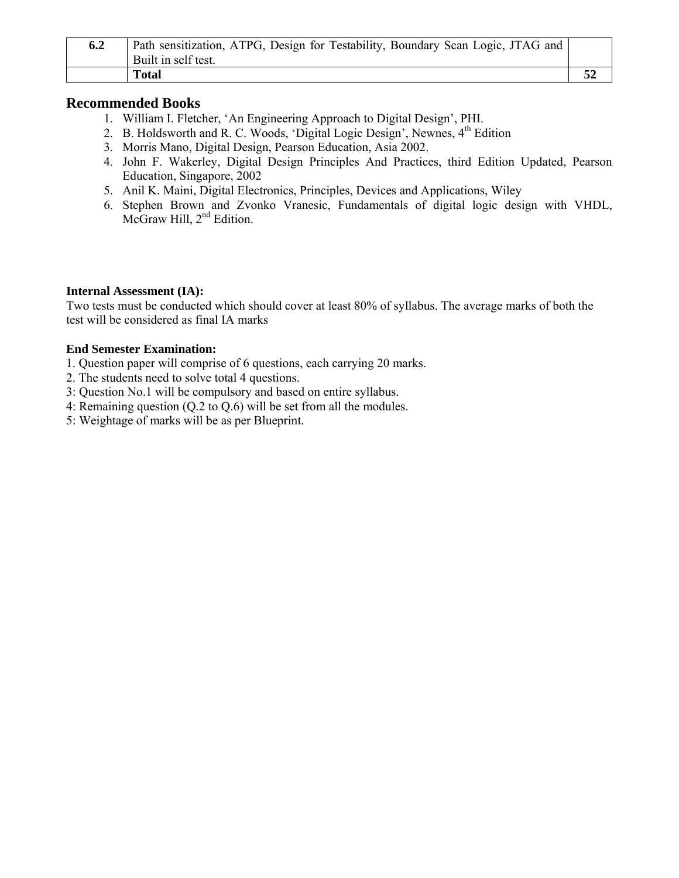| 6.2 | Path sensitization, ATPG, Design for Testability, Boundary Scan Logic, JTAG and Built in self test. | |
|---|---|---|
| | **Total** | **52** |

## Recommended Books

1. William I. Fletcher, 'An Engineering Approach to Digital Design', PHI.
2. B. Holdsworth and R. C. Woods, 'Digital Logic Design', Newnes, 4th Edition
3. Morris Mano, Digital Design, Pearson Education, Asia 2002.
4. John F. Wakerley, Digital Design Principles And Practices, third Edition Updated, Pearson Education, Singapore, 2002
5. Anil K. Maini, Digital Electronics, Principles, Devices and Applications, Wiley
6. Stephen Brown and Zvonko Vranesic, Fundamentals of digital logic design with VHDL, McGraw Hill, 2nd Edition.

**Internal Assessment (IA):**

Two tests must be conducted which should cover at least 80% of syllabus. The average marks of both the test will be considered as final IA marks

**End Semester Examination:**

1. Question paper will comprise of 6 questions, each carrying 20 marks.
2. The students need to solve total 4 questions.
3: Question No.1 will be compulsory and based on entire syllabus.
4: Remaining question (Q.2 to Q.6) will be set from all the modules.
5: Weightage of marks will be as per Blueprint.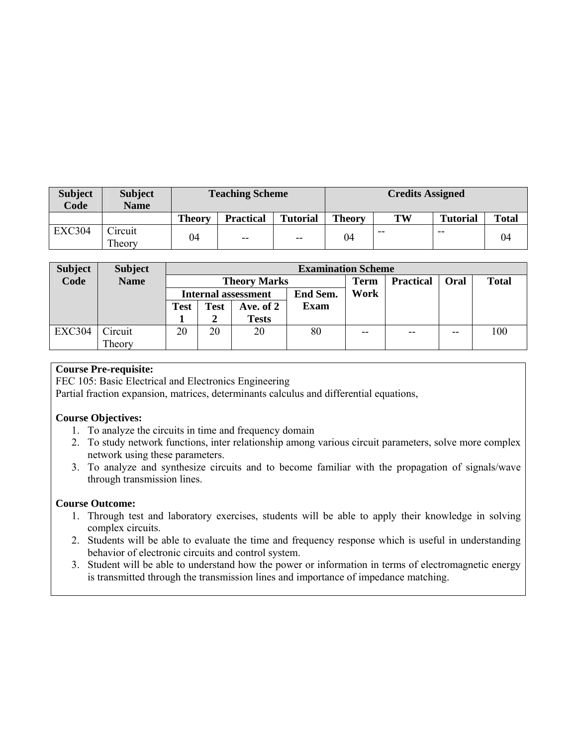| Subject Code | Subject Name | Teaching Scheme | | | Credits Assigned | | | |
|---|---|---|---|---|---|---|---|---|
| | | Theory | Practical | Tutorial | Theory | TW | Tutorial | Total |
| EXC304 | Circuit Theory | 04 | -- | -- | 04 | -- | -- | 04 |

| Subject Code | Subject Name | Examination Scheme | | | | | | | |
|---|---|---|---|---|---|---|---|---|---|
| | | Theory Marks | | | | Term Work | Practical | Oral | Total |
| | | Internal assessment | | | End Sem. Exam | | | | |
| | | Test 1 | Test 2 | Ave. of 2 Tests | | | | | |
| EXC304 | Circuit Theory | 20 | 20 | 20 | 80 | -- | -- | -- | 100 |

**Course Pre-requisite:**

FEC 105: Basic Electrical and Electronics Engineering

Partial fraction expansion, matrices, determinants calculus and differential equations,

**Course Objectives:**

1. To analyze the circuits in time and frequency domain
2. To study network functions, inter relationship among various circuit parameters, solve more complex network using these parameters.
3. To analyze and synthesize circuits and to become familiar with the propagation of signals/wave through transmission lines.

**Course Outcome:**

1. Through test and laboratory exercises, students will be able to apply their knowledge in solving complex circuits.
2. Students will be able to evaluate the time and frequency response which is useful in understanding behavior of electronic circuits and control system.
3. Student will be able to understand how the power or information in terms of electromagnetic energy is transmitted through the transmission lines and importance of impedance matching.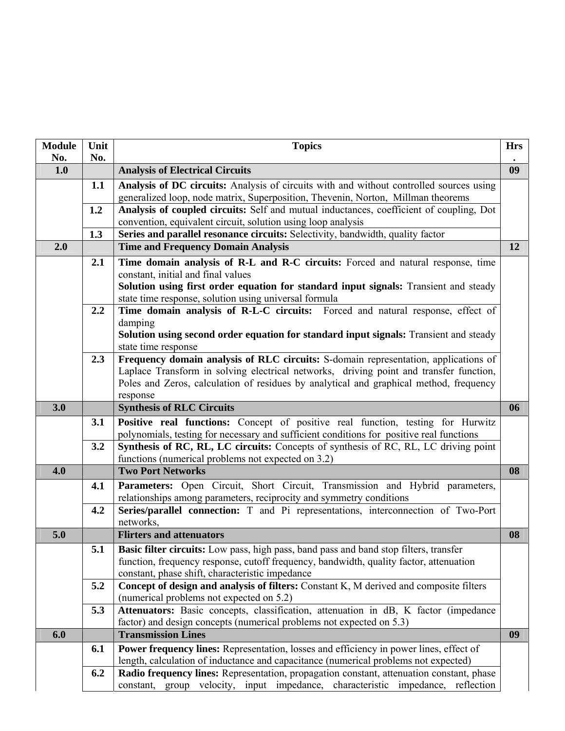| Module No. | Unit No. | Topics | Hrs. |
|---|---|---|---|
| **1.0** | | **Analysis of Electrical Circuits** | **09** |
| | **1.1** | **Analysis of DC circuits:** Analysis of circuits with and without controlled sources using generalized loop, node matrix, Superposition, Thevenin, Norton, Millman theorems | |
| | **1.2** | **Analysis of coupled circuits:** Self and mutual inductances, coefficient of coupling, Dot convention, equivalent circuit, solution using loop analysis | |
| | **1.3** | **Series and parallel resonance circuits:** Selectivity, bandwidth, quality factor | |
| **2.0** | | **Time and Frequency Domain Analysis** | **12** |
| | **2.1** | **Time domain analysis of R-L and R-C circuits:** Forced and natural response, time constant, initial and final values<br>**Solution using first order equation for standard input signals:** Transient and steady state time response, solution using universal formula | |
| | **2.2** | **Time domain analysis of R-L-C circuits:** Forced and natural response, effect of damping<br>**Solution using second order equation for standard input signals:** Transient and steady state time response | |
| | **2.3** | **Frequency domain analysis of RLC circuits:** S-domain representation, applications of Laplace Transform in solving electrical networks, driving point and transfer function, Poles and Zeros, calculation of residues by analytical and graphical method, frequency response | |
| **3.0** | | **Synthesis of RLC Circuits** | **06** |
| | **3.1** | **Positive real functions:** Concept of positive real function, testing for Hurwitz polynomials, testing for necessary and sufficient conditions for positive real functions | |
| | **3.2** | **Synthesis of RC, RL, LC circuits:** Concepts of synthesis of RC, RL, LC driving point functions (numerical problems not expected on 3.2) | |
| **4.0** | | **Two Port Networks** | **08** |
| | **4.1** | **Parameters:** Open Circuit, Short Circuit, Transmission and Hybrid parameters, relationships among parameters, reciprocity and symmetry conditions | |
| | **4.2** | **Series/parallel connection:** T and Pi representations, interconnection of Two-Port networks, | |
| **5.0** | | **Flirters and attenuators** | **08** |
| | **5.1** | **Basic filter circuits:** Low pass, high pass, band pass and band stop filters, transfer function, frequency response, cutoff frequency, bandwidth, quality factor, attenuation constant, phase shift, characteristic impedance | |
| | **5.2** | **Concept of design and analysis of filters:** Constant K, M derived and composite filters (numerical problems not expected on 5.2) | |
| | **5.3** | **Attenuators:** Basic concepts, classification, attenuation in dB, K factor (impedance factor) and design concepts (numerical problems not expected on 5.3) | |
| **6.0** | | **Transmission Lines** | **09** |
| | **6.1** | **Power frequency lines:** Representation, losses and efficiency in power lines, effect of length, calculation of inductance and capacitance (numerical problems not expected) | |
| | **6.2** | **Radio frequency lines:** Representation, propagation constant, attenuation constant, phase constant, group velocity, input impedance, characteristic impedance, reflection | |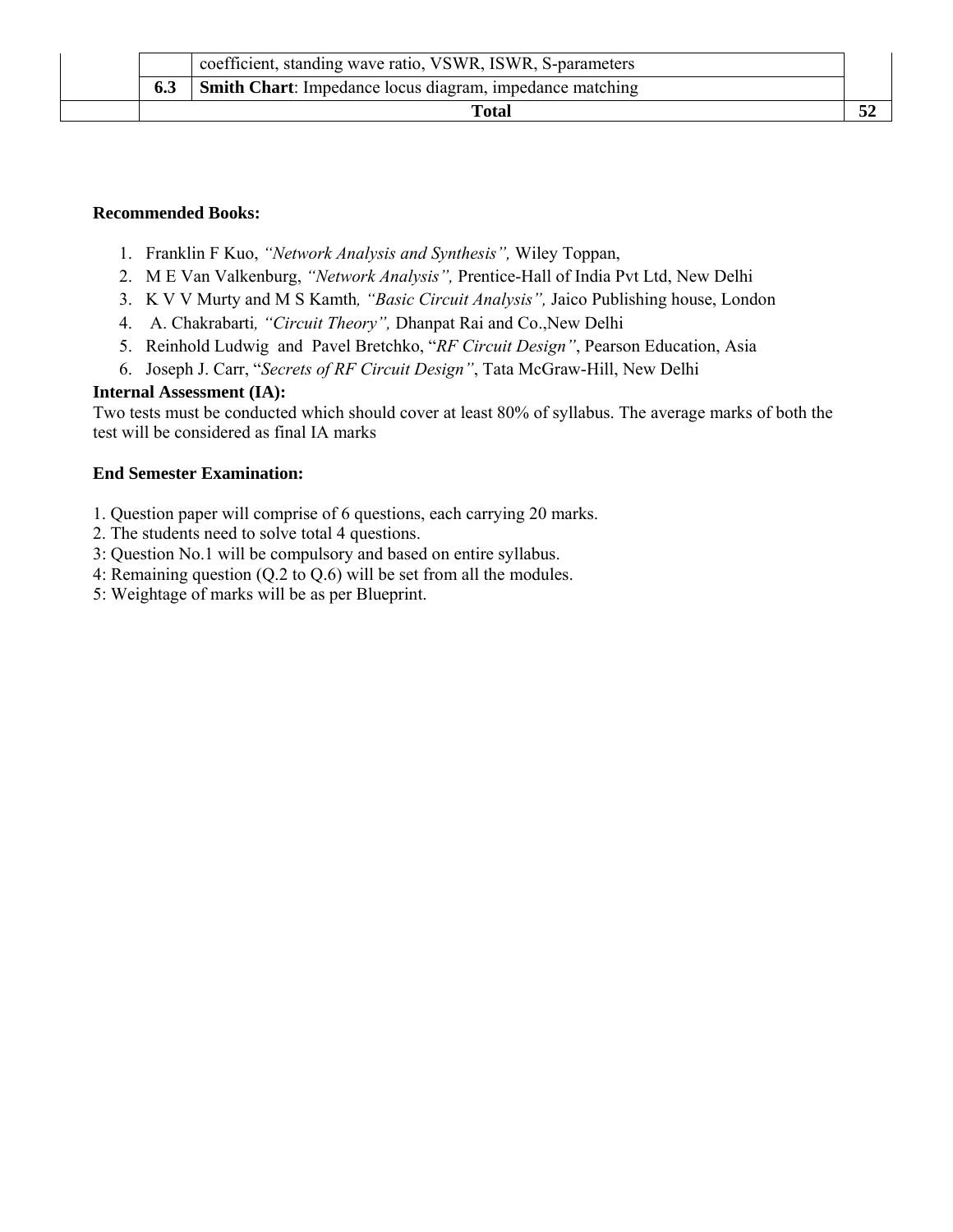| | | | |
|---|---|---|---|
| | | coefficient, standing wave ratio, VSWR, ISWR, S-parameters | |
| | **6.3** | **Smith Chart**: Impedance locus diagram, impedance matching | |
| | **Total** | | **52** |

**Recommended Books:**

1. Franklin F Kuo, *"Network Analysis and Synthesis",* Wiley Toppan,
2. M E Van Valkenburg, *"Network Analysis",* Prentice-Hall of India Pvt Ltd, New Delhi
3. K V V Murty and M S Kamth*, "Basic Circuit Analysis",* Jaico Publishing house, London
4. A. Chakrabarti*, "Circuit Theory",* Dhanpat Rai and Co.,New Delhi
5. Reinhold Ludwig and Pavel Bretchko, "*RF Circuit Design"*, Pearson Education, Asia
6. Joseph J. Carr, "*Secrets of RF Circuit Design"*, Tata McGraw-Hill, New Delhi

**Internal Assessment (IA):**

Two tests must be conducted which should cover at least 80% of syllabus. The average marks of both the test will be considered as final IA marks

**End Semester Examination:**

1. Question paper will comprise of 6 questions, each carrying 20 marks.
2. The students need to solve total 4 questions.
3: Question No.1 will be compulsory and based on entire syllabus.
4: Remaining question (Q.2 to Q.6) will be set from all the modules.
5: Weightage of marks will be as per Blueprint.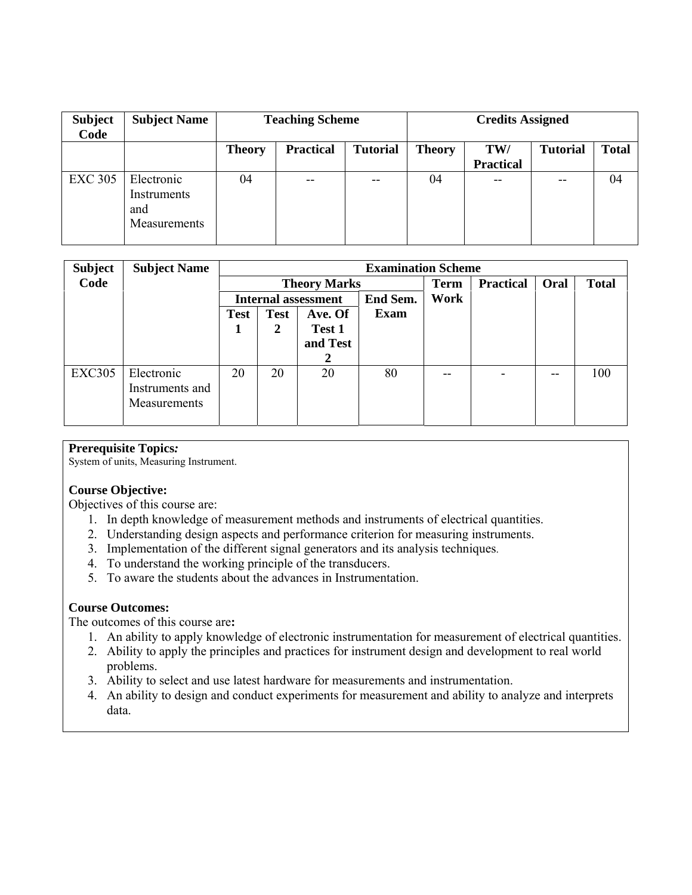| Subject Code | Subject Name | Teaching Scheme | | | Credits Assigned | | | |
|---|---|---|---|---|---|---|---|---|
| | | Theory | Practical | Tutorial | Theory | TW/ Practical | Tutorial | Total |
| EXC 305 | Electronic Instruments and Measurements | 04 | -- | -- | 04 | -- | -- | 04 |

| Subject Code | Subject Name | Examination Scheme | | | | | | | |
|---|---|---|---|---|---|---|---|---|---|
| | | Theory Marks | | | | Term Work | Practical | Oral | Total |
| | | Internal assessment | | | End Sem. Exam | | | | |
| | | Test 1 | Test 2 | Ave. Of Test 1 and Test 2 | | | | | |
| EXC305 | Electronic Instruments and Measurements | 20 | 20 | 20 | 80 | -- | - | -- | 100 |

**Prerequisite Topics*:***
System of units, Measuring Instrument.

**Course Objective:**
Objectives of this course are:

1. In depth knowledge of measurement methods and instruments of electrical quantities.
2. Understanding design aspects and performance criterion for measuring instruments.
3. Implementation of the different signal generators and its analysis techniques.
4. To understand the working principle of the transducers.
5. To aware the students about the advances in Instrumentation.

**Course Outcomes:**
The outcomes of this course are**:**

1. An ability to apply knowledge of electronic instrumentation for measurement of electrical quantities.
2. Ability to apply the principles and practices for instrument design and development to real world problems.
3. Ability to select and use latest hardware for measurements and instrumentation.
4. An ability to design and conduct experiments for measurement and ability to analyze and interprets data.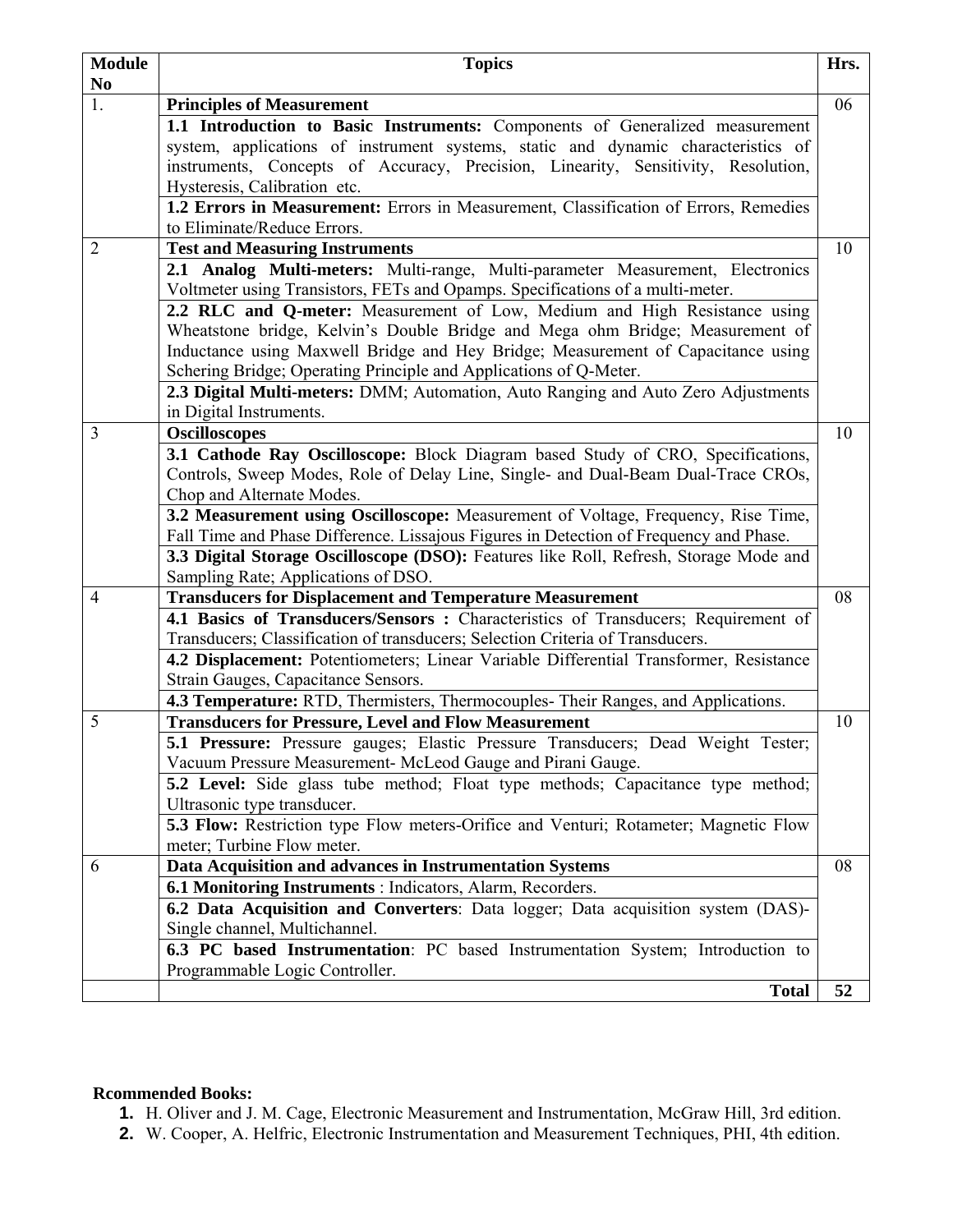| Module No | Topics | Hrs. |
|---|---|---|
| 1. | **Principles of Measurement** | 06 |
| | **1.1 Introduction to Basic Instruments:** Components of Generalized measurement system, applications of instrument systems, static and dynamic characteristics of instruments, Concepts of Accuracy, Precision, Linearity, Sensitivity, Resolution, Hysteresis, Calibration etc. | |
| | **1.2 Errors in Measurement:** Errors in Measurement, Classification of Errors, Remedies to Eliminate/Reduce Errors. | |
| 2 | **Test and Measuring Instruments** | 10 |
| | **2.1 Analog Multi-meters:** Multi-range, Multi-parameter Measurement, Electronics Voltmeter using Transistors, FETs and Opamps. Specifications of a multi-meter. | |
| | **2.2 RLC and Q-meter:** Measurement of Low, Medium and High Resistance using Wheatstone bridge, Kelvin's Double Bridge and Mega ohm Bridge; Measurement of Inductance using Maxwell Bridge and Hey Bridge; Measurement of Capacitance using Schering Bridge; Operating Principle and Applications of Q-Meter. | |
| | **2.3 Digital Multi-meters:** DMM; Automation, Auto Ranging and Auto Zero Adjustments in Digital Instruments. | |
| 3 | **Oscilloscopes** | 10 |
| | **3.1 Cathode Ray Oscilloscope:** Block Diagram based Study of CRO, Specifications, Controls, Sweep Modes, Role of Delay Line, Single- and Dual-Beam Dual-Trace CROs, Chop and Alternate Modes. | |
| | **3.2 Measurement using Oscilloscope:** Measurement of Voltage, Frequency, Rise Time, Fall Time and Phase Difference. Lissajous Figures in Detection of Frequency and Phase. | |
| | **3.3 Digital Storage Oscilloscope (DSO):** Features like Roll, Refresh, Storage Mode and Sampling Rate; Applications of DSO. | |
| 4 | **Transducers for Displacement and Temperature Measurement** | 08 |
| | **4.1 Basics of Transducers/Sensors :** Characteristics of Transducers; Requirement of Transducers; Classification of transducers; Selection Criteria of Transducers. | |
| | **4.2 Displacement:** Potentiometers; Linear Variable Differential Transformer, Resistance Strain Gauges, Capacitance Sensors. | |
| | **4.3 Temperature:** RTD, Thermisters, Thermocouples- Their Ranges, and Applications. | |
| 5 | **Transducers for Pressure, Level and Flow Measurement** | 10 |
| | **5.1 Pressure:** Pressure gauges; Elastic Pressure Transducers; Dead Weight Tester; Vacuum Pressure Measurement- McLeod Gauge and Pirani Gauge. | |
| | **5.2 Level:** Side glass tube method; Float type methods; Capacitance type method; Ultrasonic type transducer. | |
| | **5.3 Flow:** Restriction type Flow meters-Orifice and Venturi; Rotameter; Magnetic Flow meter; Turbine Flow meter. | |
| 6 | **Data Acquisition and advances in Instrumentation Systems** | 08 |
| | **6.1 Monitoring Instruments** : Indicators, Alarm, Recorders. | |
| | **6.2 Data Acquisition and Converters**: Data logger; Data acquisition system (DAS)- Single channel, Multichannel. | |
| | **6.3 PC based Instrumentation**: PC based Instrumentation System; Introduction to Programmable Logic Controller. | |
| | **Total** | **52** |

**Rcommended Books:**

1. H. Oliver and J. M. Cage, Electronic Measurement and Instrumentation, McGraw Hill, 3rd edition.
2. W. Cooper, A. Helfric, Electronic Instrumentation and Measurement Techniques, PHI, 4th edition.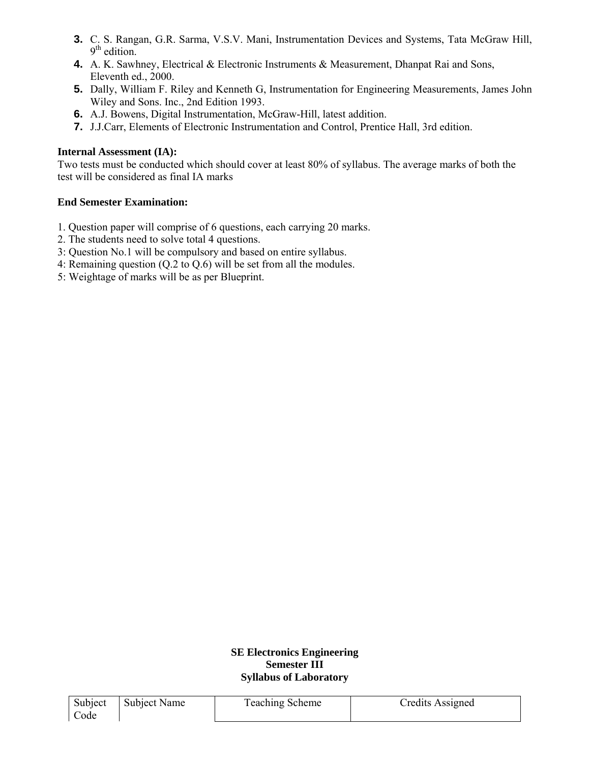3. C. S. Rangan, G.R. Sarma, V.S.V. Mani, Instrumentation Devices and Systems, Tata McGraw Hill, 9th edition.
4. A. K. Sawhney, Electrical & Electronic Instruments & Measurement, Dhanpat Rai and Sons, Eleventh ed., 2000.
5. Dally, William F. Riley and Kenneth G, Instrumentation for Engineering Measurements, James John Wiley and Sons. Inc., 2nd Edition 1993.
6. A.J. Bowens, Digital Instrumentation, McGraw-Hill, latest addition.
7. J.J.Carr, Elements of Electronic Instrumentation and Control, Prentice Hall, 3rd edition.

**Internal Assessment (IA):**

Two tests must be conducted which should cover at least 80% of syllabus. The average marks of both the test will be considered as final IA marks

**End Semester Examination:**

1. Question paper will comprise of 6 questions, each carrying 20 marks.
2. The students need to solve total 4 questions.
3: Question No.1 will be compulsory and based on entire syllabus.
4: Remaining question (Q.2 to Q.6) will be set from all the modules.
5: Weightage of marks will be as per Blueprint.

**SE Electronics Engineering**
**Semester III**
**Syllabus of Laboratory**

| Subject Code | Subject Name | Teaching Scheme | Credits Assigned |
| --- | --- | --- | --- |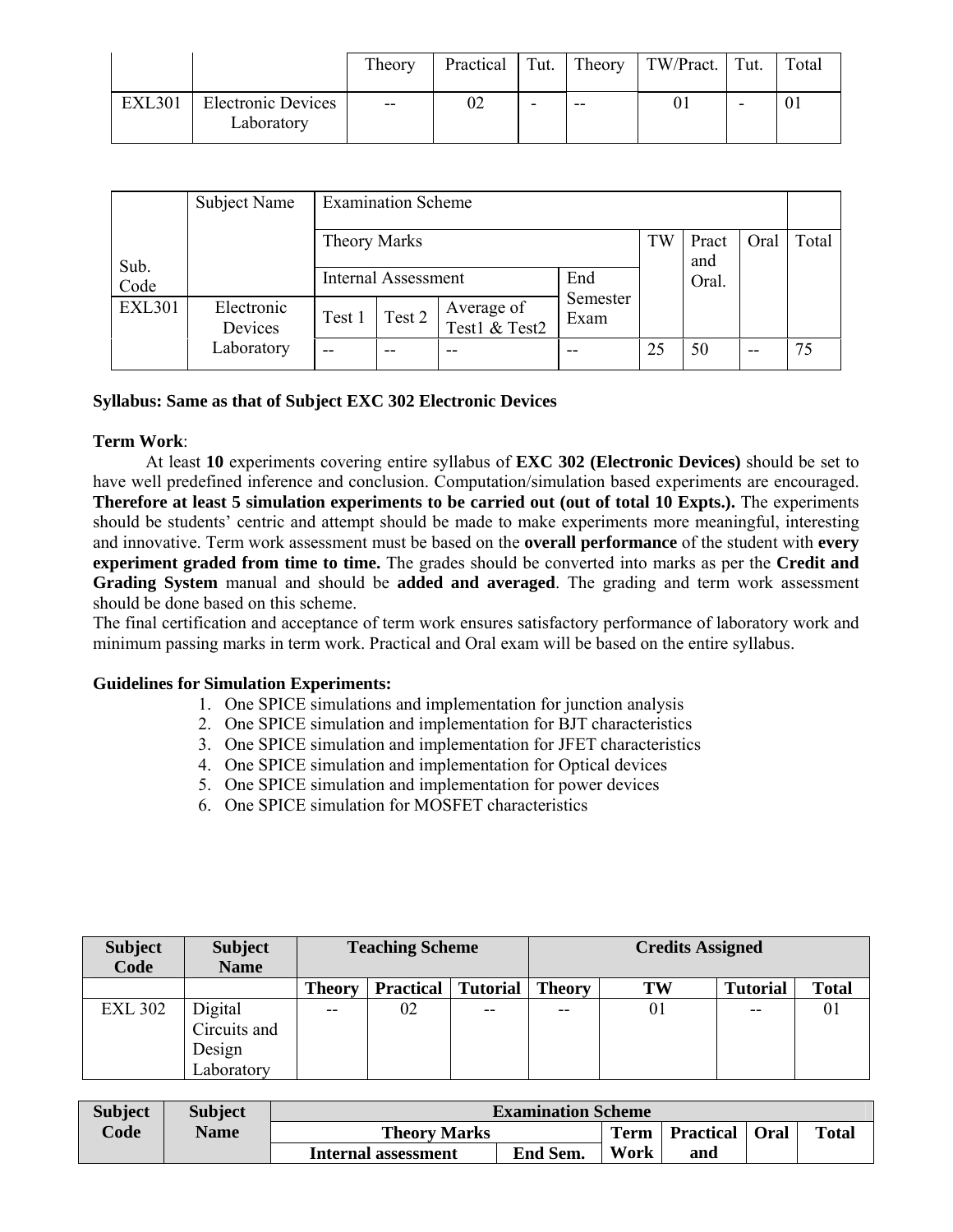| | | Theory | Practical | Tut. | Theory | TW/Pract. | Tut. | Total |
|---|---|---|---|---|---|---|---|---|
| EXL301 | Electronic Devices Laboratory | -- | 02 | - | -- | 01 | - | 01 |

| Sub. Code | Subject Name | Examination Scheme | | | | | | | |
|---|---|---|---|---|---|---|---|---|---|
| | | Theory Marks | | | | TW | Pract and Oral. | Oral | Total |
| | | Internal Assessment | | | End Semester Exam | | | | |
| EXL301 | Electronic Devices Laboratory | Test 1 | Test 2 | Average of Test1 & Test2 | | | | | |
| | | -- | -- | -- | -- | 25 | 50 | -- | 75 |

**Syllabus: Same as that of Subject EXC 302 Electronic Devices**

**Term Work**:

At least **10** experiments covering entire syllabus of **EXC 302 (Electronic Devices)** should be set to have well predefined inference and conclusion. Computation/simulation based experiments are encouraged. **Therefore at least 5 simulation experiments to be carried out (out of total 10 Expts.).** The experiments should be students' centric and attempt should be made to make experiments more meaningful, interesting and innovative. Term work assessment must be based on the **overall performance** of the student with **every experiment graded from time to time.** The grades should be converted into marks as per the **Credit and Grading System** manual and should be **added and averaged**. The grading and term work assessment should be done based on this scheme.

The final certification and acceptance of term work ensures satisfactory performance of laboratory work and minimum passing marks in term work. Practical and Oral exam will be based on the entire syllabus.

**Guidelines for Simulation Experiments:**

1. One SPICE simulations and implementation for junction analysis
2. One SPICE simulation and implementation for BJT characteristics
3. One SPICE simulation and implementation for JFET characteristics
4. One SPICE simulation and implementation for Optical devices
5. One SPICE simulation and implementation for power devices
6. One SPICE simulation for MOSFET characteristics

| Subject Code | Subject Name | Teaching Scheme | | | Credits Assigned | | | |
|---|---|---|---|---|---|---|---|---|
| | | Theory | Practical | Tutorial | Theory | TW | Tutorial | Total |
| EXL 302 | Digital Circuits and Design Laboratory | -- | 02 | -- | -- | 01 | -- | 01 |

| Subject Code | Subject Name | Examination Scheme | | | | | | |
|---|---|---|---|---|---|---|---|---|
| | | Theory Marks | | | Term Work | Practical and | Oral | Total |
| | | Internal assessment | | End Sem. | | | | |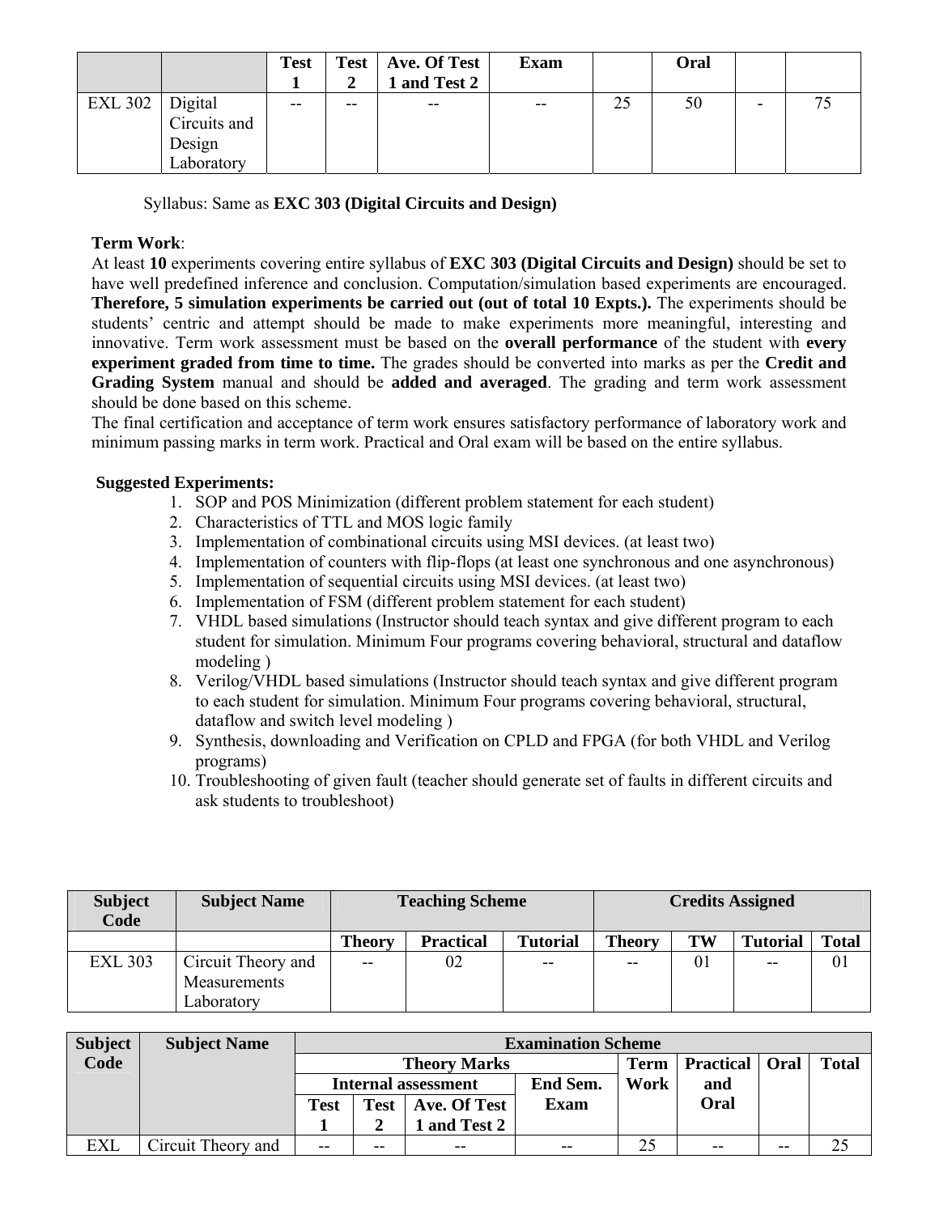| | | Test 1 | Test 2 | Ave. Of Test 1 and Test 2 | Exam | | Oral | | |
|---|---|---|---|---|---|---|---|---|---|
| EXL 302 | Digital Circuits and Design Laboratory | -- | -- | -- | -- | 25 | 50 | - | 75 |

Syllabus: Same as **EXC 303 (Digital Circuits and Design)**

**Term Work**:

At least **10** experiments covering entire syllabus of **EXC 303 (Digital Circuits and Design)** should be set to have well predefined inference and conclusion. Computation/simulation based experiments are encouraged. **Therefore, 5 simulation experiments be carried out (out of total 10 Expts.).** The experiments should be students' centric and attempt should be made to make experiments more meaningful, interesting and innovative. Term work assessment must be based on the **overall performance** of the student with **every experiment graded from time to time.** The grades should be converted into marks as per the **Credit and Grading System** manual and should be **added and averaged**. The grading and term work assessment should be done based on this scheme.

The final certification and acceptance of term work ensures satisfactory performance of laboratory work and minimum passing marks in term work. Practical and Oral exam will be based on the entire syllabus.

**Suggested Experiments:**

1. SOP and POS Minimization (different problem statement for each student)
2. Characteristics of TTL and MOS logic family
3. Implementation of combinational circuits using MSI devices. (at least two)
4. Implementation of counters with flip-flops (at least one synchronous and one asynchronous)
5. Implementation of sequential circuits using MSI devices. (at least two)
6. Implementation of FSM (different problem statement for each student)
7. VHDL based simulations (Instructor should teach syntax and give different program to each student for simulation. Minimum Four programs covering behavioral, structural and dataflow modeling )
8. Verilog/VHDL based simulations (Instructor should teach syntax and give different program to each student for simulation. Minimum Four programs covering behavioral, structural, dataflow and switch level modeling )
9. Synthesis, downloading and Verification on CPLD and FPGA (for both VHDL and Verilog programs)
10. Troubleshooting of given fault (teacher should generate set of faults in different circuits and ask students to troubleshoot)

| Subject Code | Subject Name | Teaching Scheme | | | Credits Assigned | | | |
|---|---|---|---|---|---|---|---|---|
| | | Theory | Practical | Tutorial | Theory | TW | Tutorial | Total |
| EXL 303 | Circuit Theory and Measurements Laboratory | -- | 02 | -- | -- | 01 | -- | 01 |

| Subject Code | Subject Name | Examination Scheme | | | | | | | |
|---|---|---|---|---|---|---|---|---|---|
| | | Theory Marks | | | | Term Work | Practical and Oral | Oral | Total |
| | | Internal assessment | | | End Sem. Exam | | | | |
| | | Test 1 | Test 2 | Ave. Of Test 1 and Test 2 | | | | | |
| EXL | Circuit Theory and | -- | -- | -- | -- | 25 | -- | -- | 25 |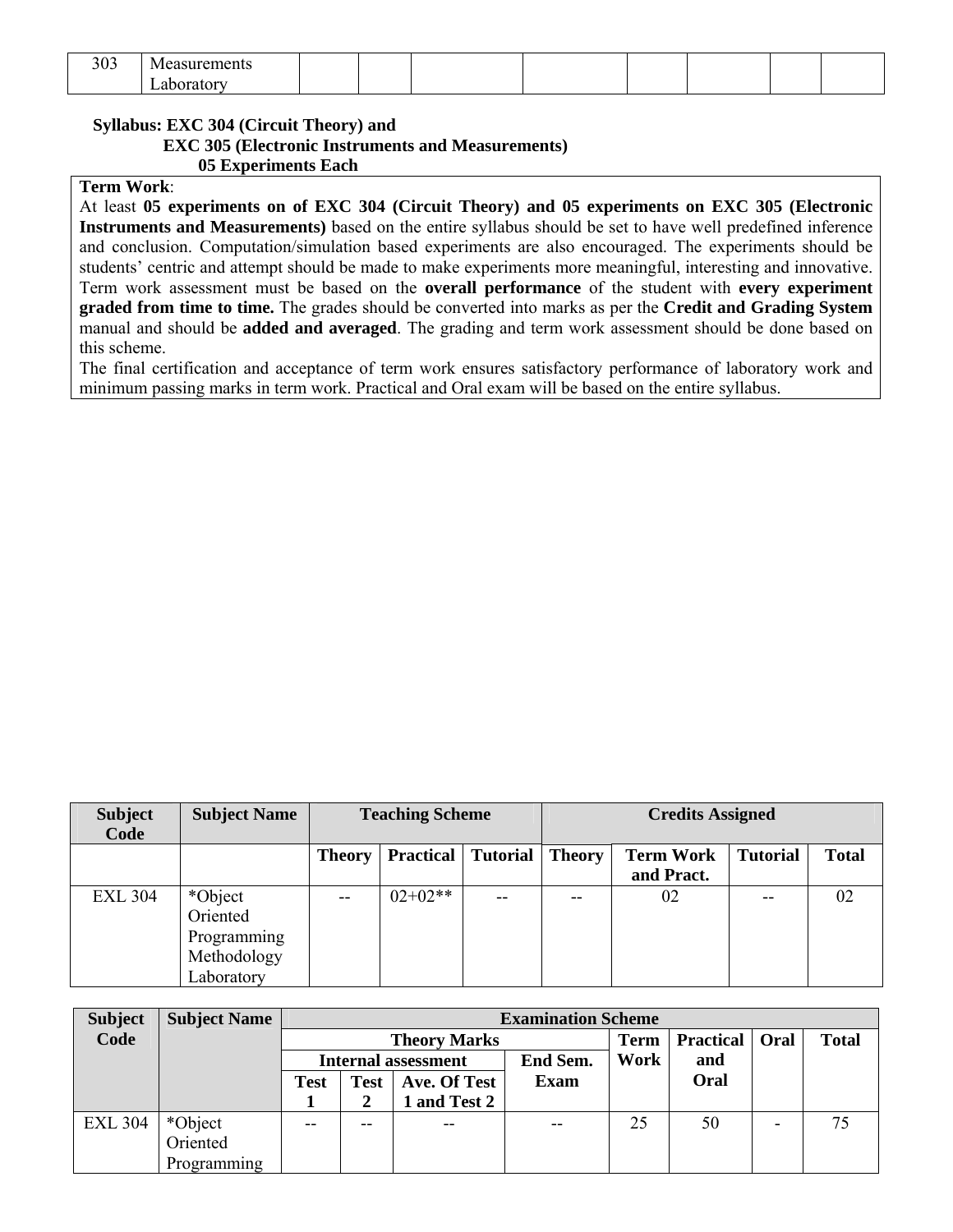| 303 | Measurements Laboratory | | | | | | | | |
|---|---|---|---|---|---|---|---|---|---|

**Syllabus: EXC 304 (Circuit Theory) and**
**EXC 305 (Electronic Instruments and Measurements)**
**05 Experiments Each**

**Term Work**:
At least **05 experiments on of EXC 304 (Circuit Theory) and 05 experiments on EXC 305 (Electronic Instruments and Measurements)** based on the entire syllabus should be set to have well predefined inference and conclusion. Computation/simulation based experiments are also encouraged. The experiments should be students' centric and attempt should be made to make experiments more meaningful, interesting and innovative. Term work assessment must be based on the **overall performance** of the student with **every experiment graded from time to time.** The grades should be converted into marks as per the **Credit and Grading System** manual and should be **added and averaged**. The grading and term work assessment should be done based on this scheme.
The final certification and acceptance of term work ensures satisfactory performance of laboratory work and minimum passing marks in term work. Practical and Oral exam will be based on the entire syllabus.

| Subject Code | Subject Name | Teaching Scheme | | | Credits Assigned | | | |
|---|---|---|---|---|---|---|---|---|
| | | Theory | Practical | Tutorial | Theory | Term Work and Pract. | Tutorial | Total |
| EXL 304 | *Object Oriented Programming Methodology Laboratory | -- | 02+02** | -- | -- | 02 | -- | 02 |

| Subject Code | Subject Name | Examination Scheme | | | | | | | |
|---|---|---|---|---|---|---|---|---|---|
| | | Theory Marks | | | | Term Work | Practical and Oral | Oral | Total |
| | | Internal assessment | | | End Sem. Exam | | | | |
| | | Test 1 | Test 2 | Ave. Of Test 1 and Test 2 | | | | | |
| EXL 304 | *Object Oriented Programming | -- | -- | -- | -- | 25 | 50 | - | 75 |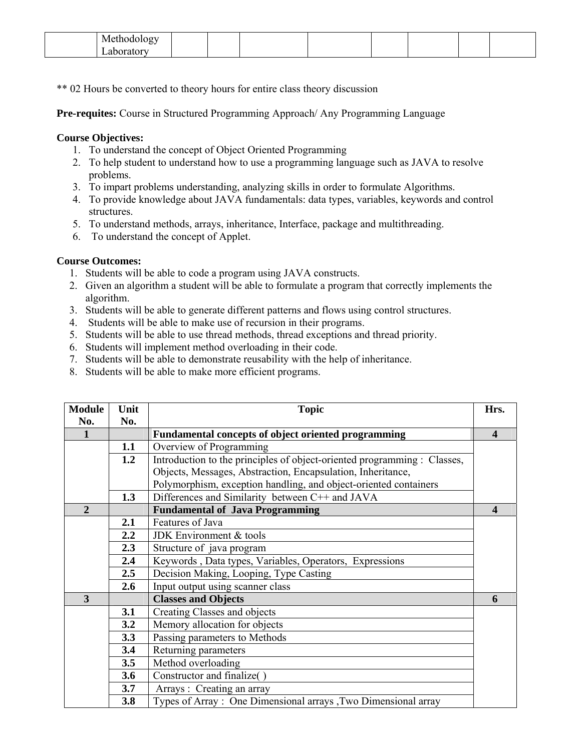| | Methodology Laboratory | | | | | | | | |
|---|---|---|---|---|---|---|---|---|---|

** 02 Hours be converted to theory hours for entire class theory discussion

**Pre-requites:** Course in Structured Programming Approach/ Any Programming Language

**Course Objectives:**

1. To understand the concept of Object Oriented Programming
2. To help student to understand how to use a programming language such as JAVA to resolve problems.
3. To impart problems understanding, analyzing skills in order to formulate Algorithms.
4. To provide knowledge about JAVA fundamentals: data types, variables, keywords and control structures.
5. To understand methods, arrays, inheritance, Interface, package and multithreading.
6. To understand the concept of Applet.

**Course Outcomes:**

1. Students will be able to code a program using JAVA constructs.
2. Given an algorithm a student will be able to formulate a program that correctly implements the algorithm.
3. Students will be able to generate different patterns and flows using control structures.
4. Students will be able to make use of recursion in their programs.
5. Students will be able to use thread methods, thread exceptions and thread priority.
6. Students will implement method overloading in their code.
7. Students will be able to demonstrate reusability with the help of inheritance.
8. Students will be able to make more efficient programs.

| Module No. | Unit No. | Topic | Hrs. |
|---|---|---|---|
| **1** | | **Fundamental concepts of object oriented programming** | **4** |
| | **1.1** | Overview of Programming | |
| | **1.2** | Introduction to the principles of object-oriented programming : Classes, Objects, Messages, Abstraction, Encapsulation, Inheritance, Polymorphism, exception handling, and object-oriented containers | |
| | **1.3** | Differences and Similarity between C++ and JAVA | |
| **2** | | **Fundamental of Java Programming** | **4** |
| | **2.1** | Features of Java | |
| | **2.2** | JDK Environment & tools | |
| | **2.3** | Structure of java program | |
| | **2.4** | Keywords , Data types, Variables, Operators, Expressions | |
| | **2.5** | Decision Making, Looping, Type Casting | |
| | **2.6** | Input output using scanner class | |
| **3** | | **Classes and Objects** | **6** |
| | **3.1** | Creating Classes and objects | |
| | **3.2** | Memory allocation for objects | |
| | **3.3** | Passing parameters to Methods | |
| | **3.4** | Returning parameters | |
| | **3.5** | Method overloading | |
| | **3.6** | Constructor and finalize( ) | |
| | **3.7** | Arrays : Creating an array | |
| | **3.8** | Types of Array : One Dimensional arrays ,Two Dimensional array | |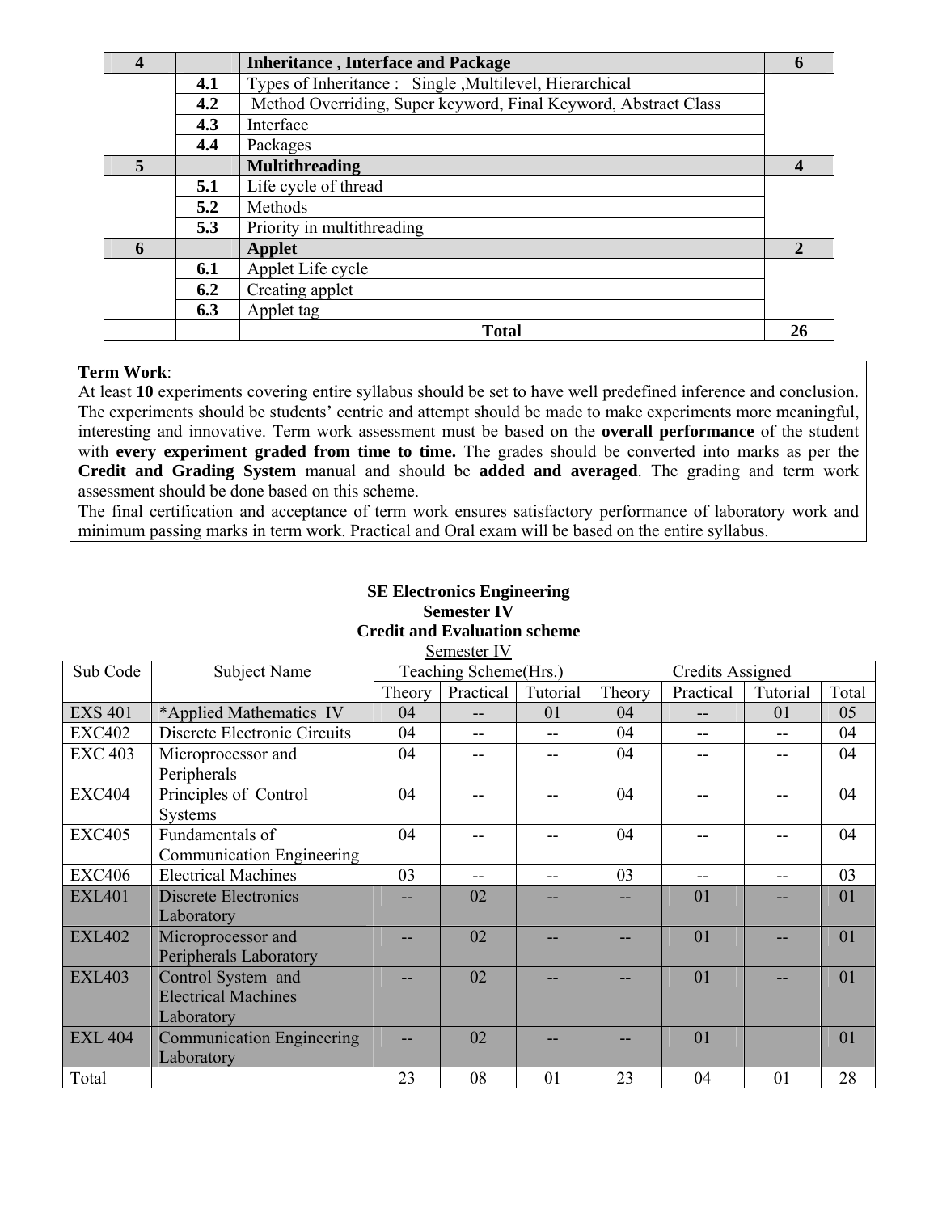| 4 | | **Inheritance , Interface and Package** | **6** |
|---|---|---|---|
| | **4.1** | Types of Inheritance : Single ,Multilevel, Hierarchical | |
| | **4.2** | Method Overriding, Super keyword, Final Keyword, Abstract Class | |
| | **4.3** | Interface | |
| | **4.4** | Packages | |
| **5** | | **Multithreading** | **4** |
| | **5.1** | Life cycle of thread | |
| | **5.2** | Methods | |
| | **5.3** | Priority in multithreading | |
| **6** | | **Applet** | **2** |
| | **6.1** | Applet Life cycle | |
| | **6.2** | Creating applet | |
| | **6.3** | Applet tag | |
| | | **Total** | **26** |

**Term Work**:

At least **10** experiments covering entire syllabus should be set to have well predefined inference and conclusion. The experiments should be students' centric and attempt should be made to make experiments more meaningful, interesting and innovative. Term work assessment must be based on the **overall performance** of the student with **every experiment graded from time to time.** The grades should be converted into marks as per the **Credit and Grading System** manual and should be **added and averaged**. The grading and term work assessment should be done based on this scheme.

The final certification and acceptance of term work ensures satisfactory performance of laboratory work and minimum passing marks in term work. Practical and Oral exam will be based on the entire syllabus.

**SE Electronics Engineering**

**Semester IV**

**Credit and Evaluation scheme**

Semester IV

| Sub Code | Subject Name | Teaching Scheme(Hrs.) | | | Credits Assigned | | | |
|---|---|---|---|---|---|---|---|---|
| | | Theory | Practical | Tutorial | Theory | Practical | Tutorial | Total |
| EXS 401 | *Applied Mathematics IV | 04 | -- | 01 | 04 | -- | 01 | 05 |
| EXC402 | Discrete Electronic Circuits | 04 | -- | -- | 04 | -- | -- | 04 |
| EXC 403 | Microprocessor and Peripherals | 04 | -- | -- | 04 | -- | -- | 04 |
| EXC404 | Principles of Control Systems | 04 | -- | -- | 04 | -- | -- | 04 |
| EXC405 | Fundamentals of Communication Engineering | 04 | -- | -- | 04 | -- | -- | 04 |
| EXC406 | Electrical Machines | 03 | -- | -- | 03 | -- | -- | 03 |
| EXL401 | Discrete Electronics Laboratory | -- | 02 | -- | -- | 01 | -- | 01 |
| EXL402 | Microprocessor and Peripherals Laboratory | -- | 02 | -- | -- | 01 | -- | 01 |
| EXL403 | Control System and Electrical Machines Laboratory | -- | 02 | -- | -- | 01 | -- | 01 |
| EXL 404 | Communication Engineering Laboratory | -- | 02 | -- | -- | 01 | | 01 |
| Total | | 23 | 08 | 01 | 23 | 04 | 01 | 28 |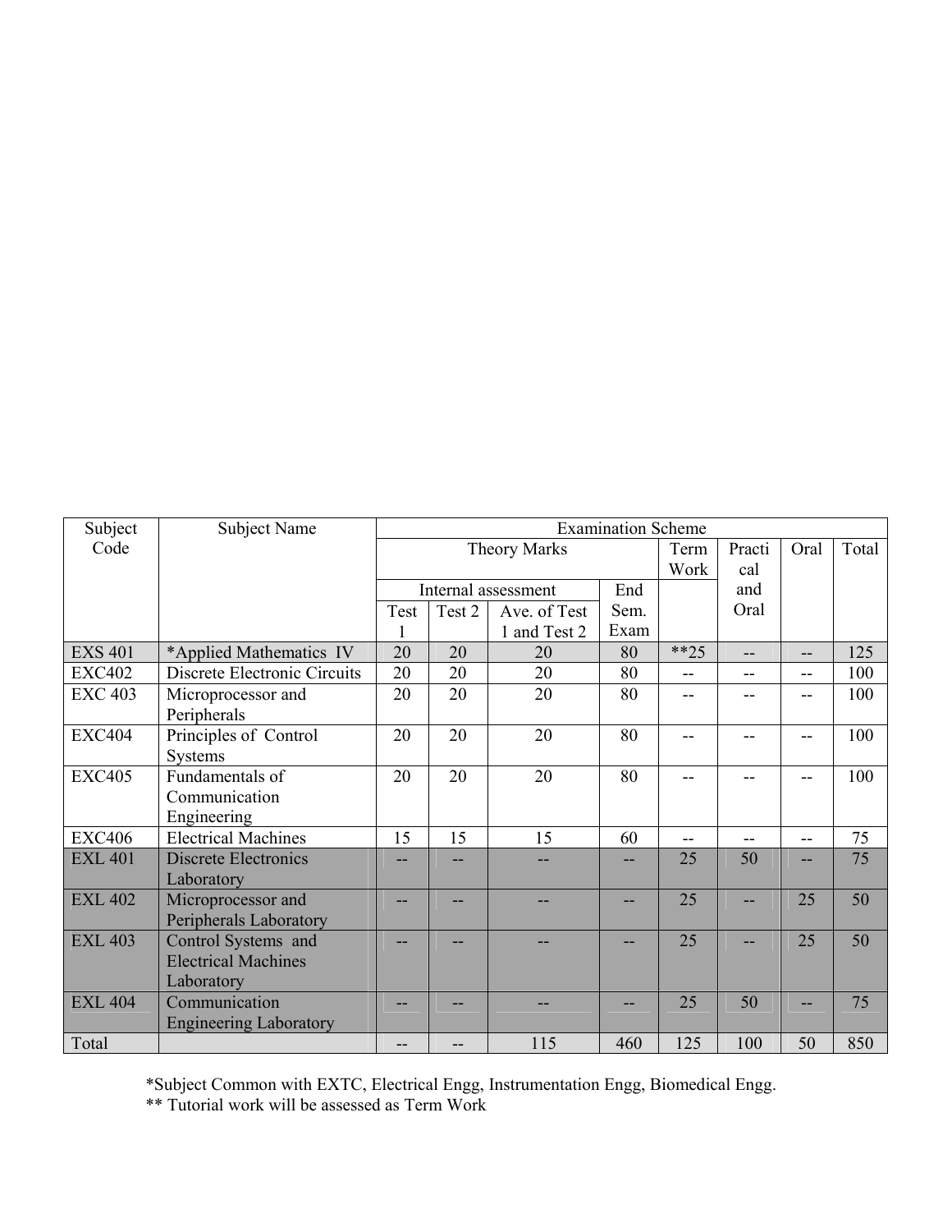| Subject Code | Subject Name | Examination Scheme | | | | | | | | |
|---|---|---|---|---|---|---|---|---|---|---|
| | | Theory Marks | | | | Term Work | Practical and Oral | Oral | Total |
| | | Internal assessment | | | End Sem. Exam | | | | |
| | | Test 1 | Test 2 | Ave. of Test 1 and Test 2 | | | | | |
| EXS 401 | *Applied Mathematics IV | 20 | 20 | 20 | 80 | **25 | -- | -- | 125 |
| EXC402 | Discrete Electronic Circuits | 20 | 20 | 20 | 80 | -- | -- | -- | 100 |
| EXC 403 | Microprocessor and Peripherals | 20 | 20 | 20 | 80 | -- | -- | -- | 100 |
| EXC404 | Principles of Control Systems | 20 | 20 | 20 | 80 | -- | -- | -- | 100 |
| EXC405 | Fundamentals of Communication Engineering | 20 | 20 | 20 | 80 | -- | -- | -- | 100 |
| EXC406 | Electrical Machines | 15 | 15 | 15 | 60 | -- | -- | -- | 75 |
| EXL 401 | Discrete Electronics Laboratory | -- | -- | -- | -- | 25 | 50 | -- | 75 |
| EXL 402 | Microprocessor and Peripherals Laboratory | -- | -- | -- | -- | 25 | -- | 25 | 50 |
| EXL 403 | Control Systems and Electrical Machines Laboratory | -- | -- | -- | -- | 25 | -- | 25 | 50 |
| EXL 404 | Communication Engineering Laboratory | -- | -- | -- | -- | 25 | 50 | -- | 75 |
| Total | | -- | -- | 115 | 460 | 125 | 100 | 50 | 850 |

*Subject Common with EXTC, Electrical Engg, Instrumentation Engg, Biomedical Engg.

** Tutorial work will be assessed as Term Work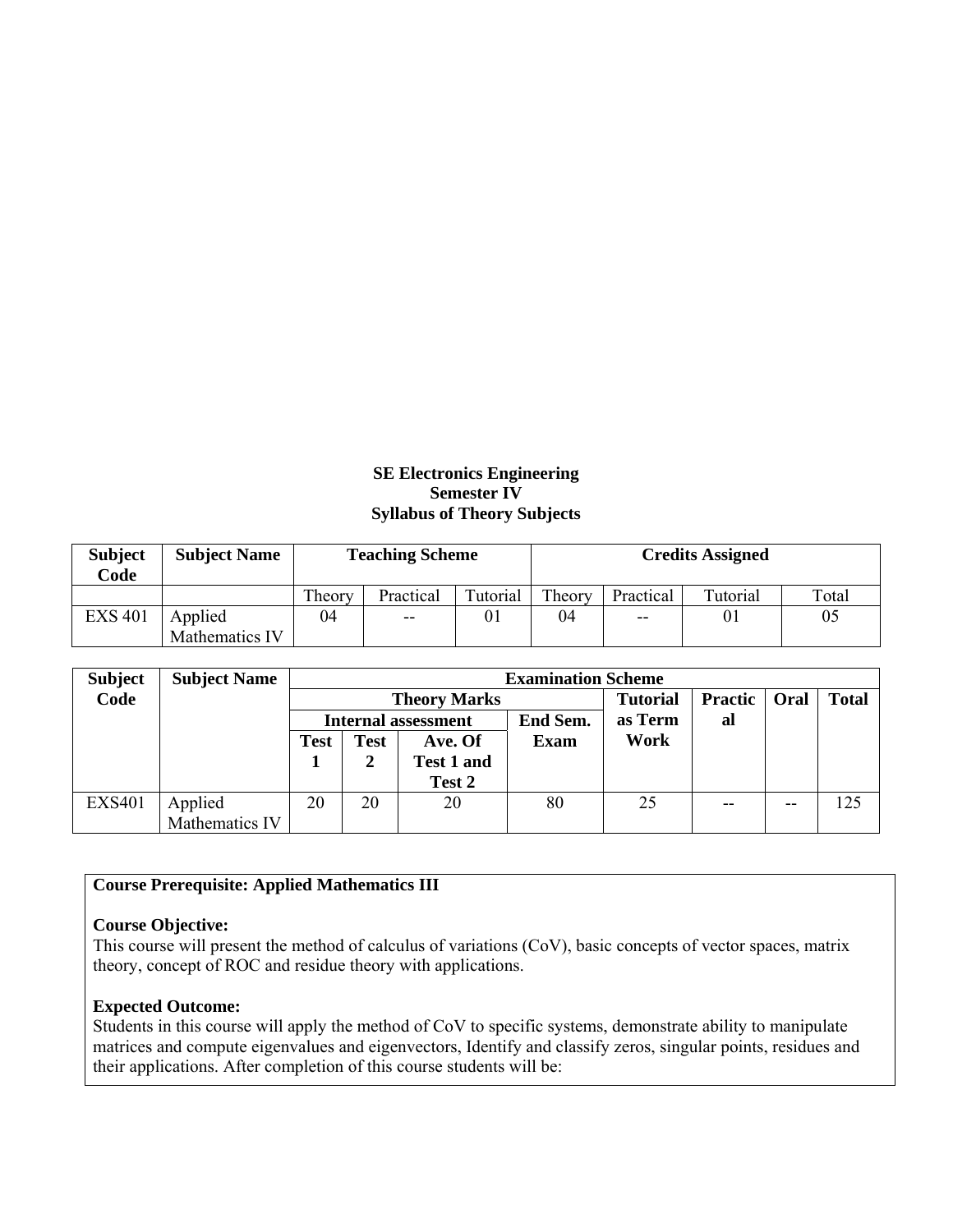**SE Electronics Engineering**
**Semester IV**
**Syllabus of Theory Subjects**

| Subject Code | Subject Name | Teaching Scheme | | | Credits Assigned | | | |
|---|---|---|---|---|---|---|---|---|
| | | Theory | Practical | Tutorial | Theory | Practical | Tutorial | Total |
| EXS 401 | Applied Mathematics IV | 04 | -- | 01 | 04 | -- | 01 | 05 |

| Subject Code | Subject Name | Examination Scheme | | | | | | | |
|---|---|---|---|---|---|---|---|---|---|
| | | Theory Marks | | | | Tutorial as Term Work | Practical | Oral | Total |
| | | Internal assessment | | | End Sem. Exam | | | | |
| | | Test 1 | Test 2 | Ave. Of Test 1 and Test 2 | | | | | |
| EXS401 | Applied Mathematics IV | 20 | 20 | 20 | 80 | 25 | -- | -- | 125 |

**Course Prerequisite: Applied Mathematics III**

**Course Objective:**
This course will present the method of calculus of variations (CoV), basic concepts of vector spaces, matrix theory, concept of ROC and residue theory with applications.

**Expected Outcome:**
Students in this course will apply the method of CoV to specific systems, demonstrate ability to manipulate matrices and compute eigenvalues and eigenvectors, Identify and classify zeros, singular points, residues and their applications. After completion of this course students will be: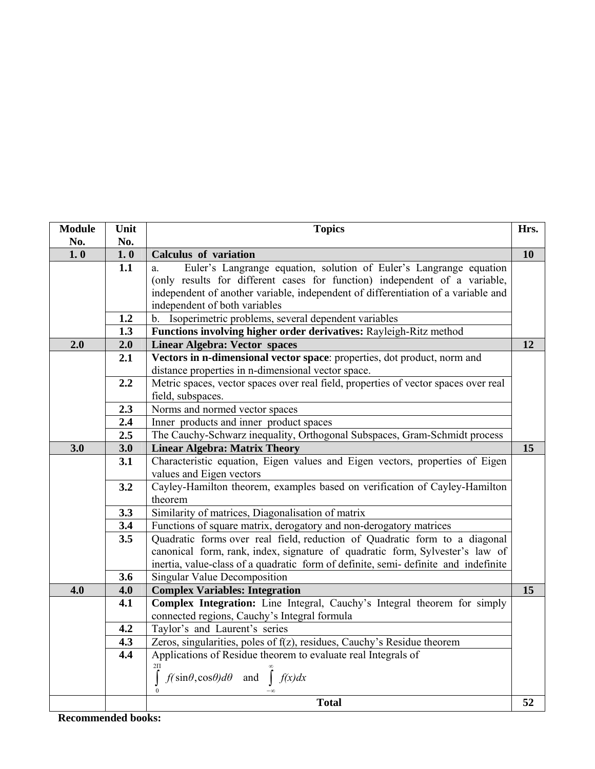| Module No. | Unit No. | Topics | Hrs. |
|---|---|---|---|
| **1. 0** | **1. 0** | **Calculus of variation** | **10** |
| | **1.1** | a. Euler's Langrange equation, solution of Euler's Langrange equation (only results for different cases for function) independent of a variable, independent of another variable, independent of differentiation of a variable and independent of both variables | |
| | **1.2** | b. Isoperimetric problems, several dependent variables | |
| | **1.3** | **Functions involving higher order derivatives:** Rayleigh-Ritz method | |
| **2.0** | **2.0** | **Linear Algebra: Vector spaces** | **12** |
| | **2.1** | **Vectors in n-dimensional vector space**: properties, dot product, norm and distance properties in n-dimensional vector space. | |
| | **2.2** | Metric spaces, vector spaces over real field, properties of vector spaces over real field, subspaces. | |
| | **2.3** | Norms and normed vector spaces | |
| | **2.4** | Inner products and inner product spaces | |
| | **2.5** | The Cauchy-Schwarz inequality, Orthogonal Subspaces, Gram-Schmidt process | |
| **3.0** | **3.0** | **Linear Algebra: Matrix Theory** | **15** |
| | **3.1** | Characteristic equation, Eigen values and Eigen vectors, properties of Eigen values and Eigen vectors | |
| | **3.2** | Cayley-Hamilton theorem, examples based on verification of Cayley-Hamilton theorem | |
| | **3.3** | Similarity of matrices, Diagonalisation of matrix | |
| | **3.4** | Functions of square matrix, derogatory and non-derogatory matrices | |
| | **3.5** | Quadratic forms over real field, reduction of Quadratic form to a diagonal canonical form, rank, index, signature of quadratic form, Sylvester's law of inertia, value-class of a quadratic form of definite, semi- definite and indefinite | |
| | **3.6** | Singular Value Decomposition | |
| **4.0** | **4.0** | **Complex Variables: Integration** | **15** |
| | **4.1** | **Complex Integration:** Line Integral, Cauchy's Integral theorem for simply connected regions, Cauchy's Integral formula | |
| | **4.2** | Taylor's and Laurent's series | |
| | **4.3** | Zeros, singularities, poles of f(z), residues, Cauchy's Residue theorem | |
| | **4.4** | Applications of Residue theorem to evaluate real Integrals of $\int_{0}^{2\Pi} f(\sin\theta, \cos\theta) d\theta$ and $\int_{-\infty}^{\infty} f(x) dx$ | |
| | | **Total** | **52** |

**Recommended books:**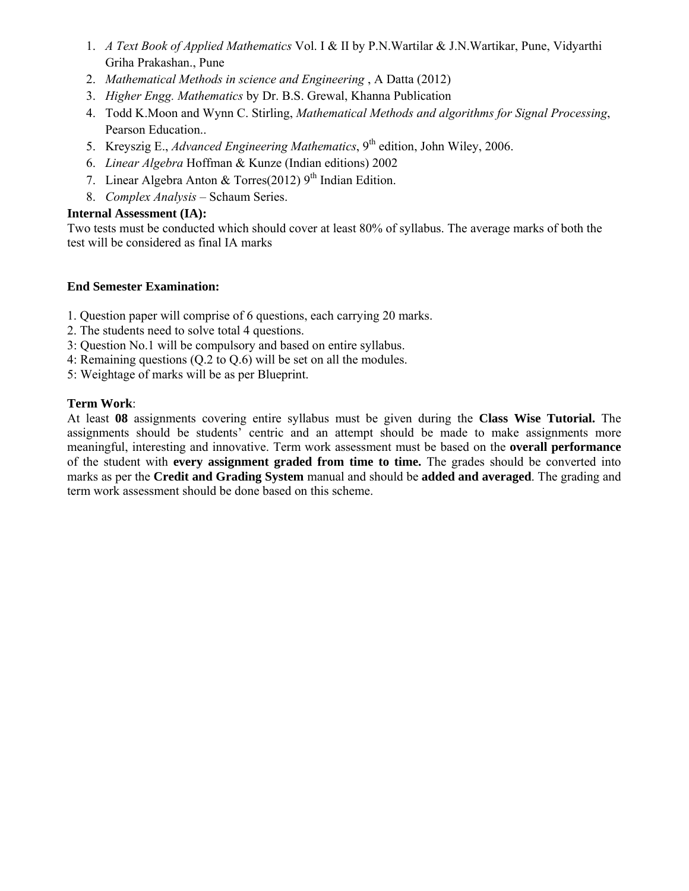1. *A Text Book of Applied Mathematics* Vol. I & II by P.N.Wartilar & J.N.Wartikar, Pune, Vidyarthi Griha Prakashan., Pune
2. *Mathematical Methods in science and Engineering* , A Datta (2012)
3. *Higher Engg. Mathematics* by Dr. B.S. Grewal, Khanna Publication
4. Todd K.Moon and Wynn C. Stirling, *Mathematical Methods and algorithms for Signal Processing*, Pearson Education..
5. Kreyszig E., *Advanced Engineering Mathematics*, 9th edition, John Wiley, 2006.
6. *Linear Algebra* Hoffman & Kunze (Indian editions) 2002
7. Linear Algebra Anton & Torres(2012) 9th Indian Edition.
8. *Complex Analysis* – Schaum Series.

**Internal Assessment (IA):**

Two tests must be conducted which should cover at least 80% of syllabus. The average marks of both the test will be considered as final IA marks

**End Semester Examination:**

1. Question paper will comprise of 6 questions, each carrying 20 marks.
2. The students need to solve total 4 questions.
3: Question No.1 will be compulsory and based on entire syllabus.
4: Remaining questions (Q.2 to Q.6) will be set on all the modules.
5: Weightage of marks will be as per Blueprint.

**Term Work**:

At least **08** assignments covering entire syllabus must be given during the **Class Wise Tutorial.** The assignments should be students' centric and an attempt should be made to make assignments more meaningful, interesting and innovative. Term work assessment must be based on the **overall performance** of the student with **every assignment graded from time to time.** The grades should be converted into marks as per the **Credit and Grading System** manual and should be **added and averaged**. The grading and term work assessment should be done based on this scheme.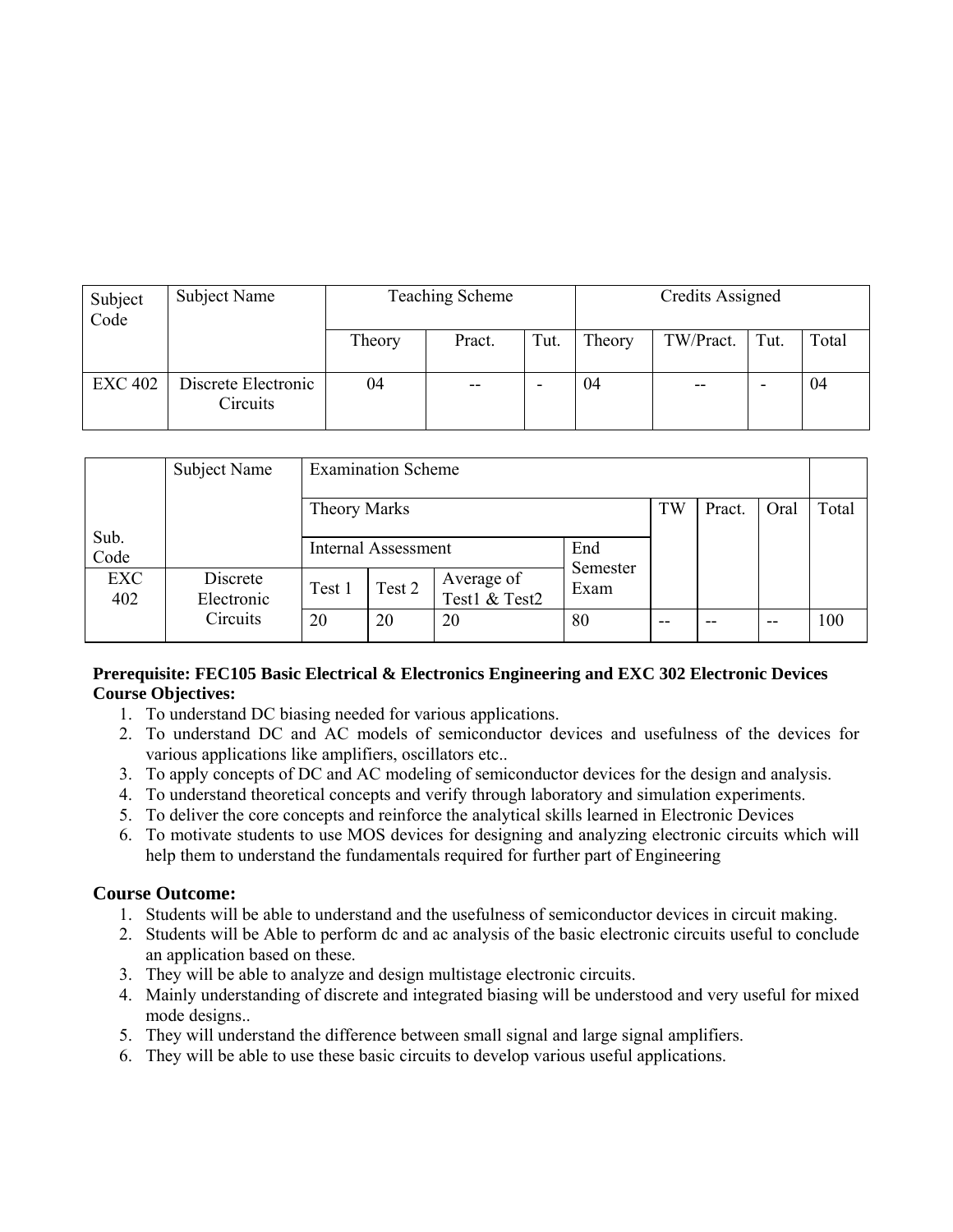| Subject Code | Subject Name | Teaching Scheme | | | Credits Assigned | | | |
|---|---|---|---|---|---|---|---|---|
| | | Theory | Pract. | Tut. | Theory | TW/Pract. | Tut. | Total |
| EXC 402 | Discrete Electronic Circuits | 04 | -- | - | 04 | -- | - | 04 |

| Sub. Code | Subject Name | Examination Scheme | | | | | | | |
|---|---|---|---|---|---|---|---|---|---|
| | | Theory Marks | | | | TW | Pract. | Oral | Total |
| | | Internal Assessment | | | End Semester Exam | | | | |
| EXC 402 | Discrete Electronic Circuits | Test 1 | Test 2 | Average of Test1 & Test2 | | | | | |
| | | 20 | 20 | 20 | 80 | -- | -- | -- | 100 |

**Prerequisite: FEC105 Basic Electrical & Electronics Engineering and EXC 302 Electronic Devices**

**Course Objectives:**

1. To understand DC biasing needed for various applications.
2. To understand DC and AC models of semiconductor devices and usefulness of the devices for various applications like amplifiers, oscillators etc..
3. To apply concepts of DC and AC modeling of semiconductor devices for the design and analysis.
4. To understand theoretical concepts and verify through laboratory and simulation experiments.
5. To deliver the core concepts and reinforce the analytical skills learned in Electronic Devices
6. To motivate students to use MOS devices for designing and analyzing electronic circuits which will help them to understand the fundamentals required for further part of Engineering

### Course Outcome:

1. Students will be able to understand and the usefulness of semiconductor devices in circuit making.
2. Students will be Able to perform dc and ac analysis of the basic electronic circuits useful to conclude an application based on these.
3. They will be able to analyze and design multistage electronic circuits.
4. Mainly understanding of discrete and integrated biasing will be understood and very useful for mixed mode designs..
5. They will understand the difference between small signal and large signal amplifiers.
6. They will be able to use these basic circuits to develop various useful applications.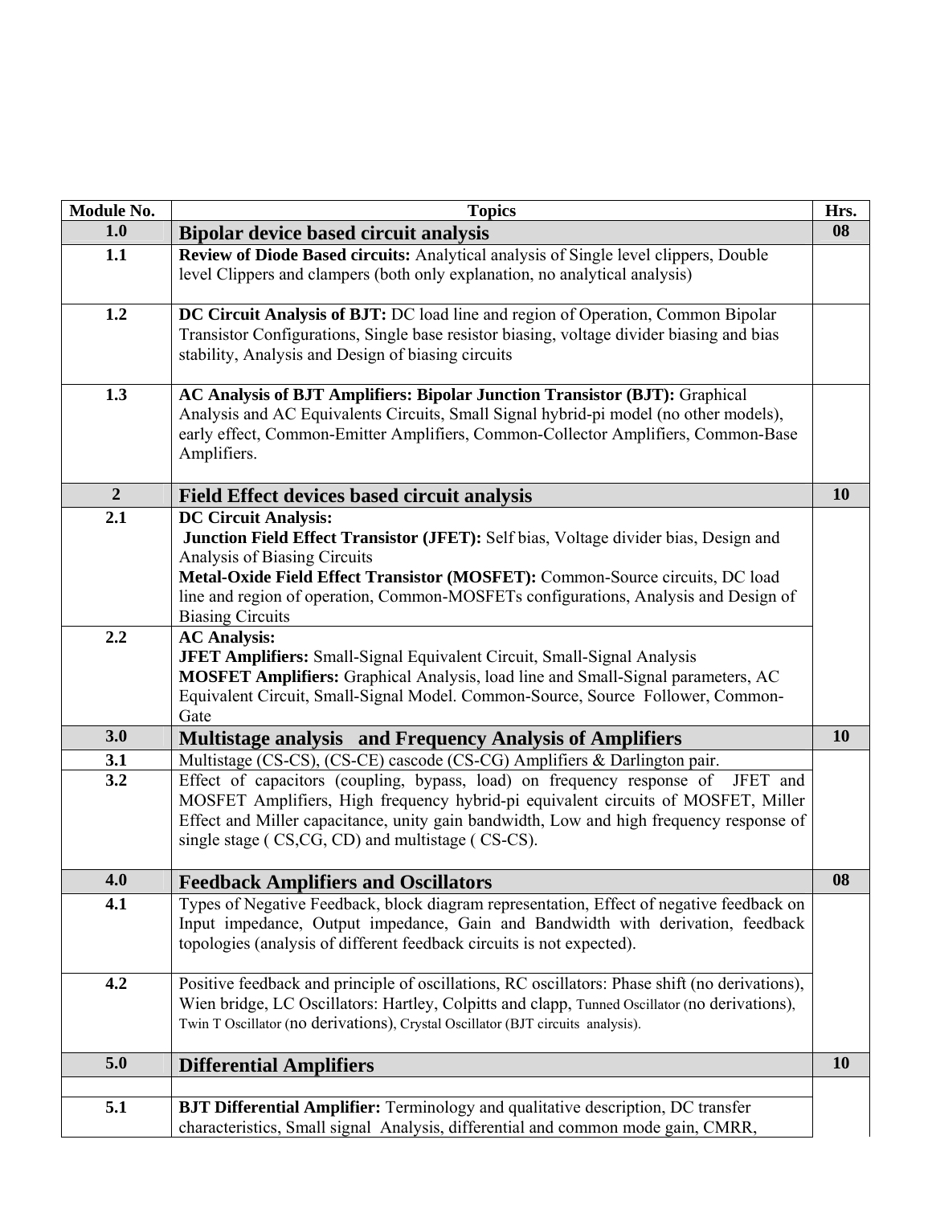| Module No. | Topics | Hrs. |
|---|---|---|
| **1.0** | **Bipolar device based circuit analysis** | **08** |
| **1.1** | **Review of Diode Based circuits:** Analytical analysis of Single level clippers, Double level Clippers and clampers (both only explanation, no analytical analysis) | |
| **1.2** | **DC Circuit Analysis of BJT:** DC load line and region of Operation, Common Bipolar Transistor Configurations, Single base resistor biasing, voltage divider biasing and bias stability, Analysis and Design of biasing circuits | |
| **1.3** | **AC Analysis of BJT Amplifiers: Bipolar Junction Transistor (BJT):** Graphical Analysis and AC Equivalents Circuits, Small Signal hybrid-pi model (no other models), early effect, Common-Emitter Amplifiers, Common-Collector Amplifiers, Common-Base Amplifiers. | |
| **2** | **Field Effect devices based circuit analysis** | **10** |
| **2.1** | **DC Circuit Analysis:** **Junction Field Effect Transistor (JFET):** Self bias, Voltage divider bias, Design and Analysis of Biasing Circuits **Metal-Oxide Field Effect Transistor (MOSFET):** Common-Source circuits, DC load line and region of operation, Common-MOSFETs configurations, Analysis and Design of Biasing Circuits | |
| **2.2** | **AC Analysis:** **JFET Amplifiers:** Small-Signal Equivalent Circuit, Small-Signal Analysis **MOSFET Amplifiers:** Graphical Analysis, load line and Small-Signal parameters, AC Equivalent Circuit, Small-Signal Model. Common-Source, Source Follower, Common-Gate | |
| **3.0** | **Multistage analysis and Frequency Analysis of Amplifiers** | **10** |
| **3.1** | Multistage (CS-CS), (CS-CE) cascode (CS-CG) Amplifiers & Darlington pair. | |
| **3.2** | Effect of capacitors (coupling, bypass, load) on frequency response of JFET and MOSFET Amplifiers, High frequency hybrid-pi equivalent circuits of MOSFET, Miller Effect and Miller capacitance, unity gain bandwidth, Low and high frequency response of single stage ( CS,CG, CD) and multistage ( CS-CS). | |
| **4.0** | **Feedback Amplifiers and Oscillators** | **08** |
| **4.1** | Types of Negative Feedback, block diagram representation, Effect of negative feedback on Input impedance, Output impedance, Gain and Bandwidth with derivation, feedback topologies (analysis of different feedback circuits is not expected). | |
| **4.2** | Positive feedback and principle of oscillations, RC oscillators: Phase shift (no derivations), Wien bridge, LC Oscillators: Hartley, Colpitts and clapp, Tunned Oscillator (no derivations), Twin T Oscillator (no derivations), Crystal Oscillator (BJT circuits analysis). | |
| **5.0** | **Differential Amplifiers** | **10** |
| | | |
| **5.1** | **BJT Differential Amplifier:** Terminology and qualitative description, DC transfer characteristics, Small signal Analysis, differential and common mode gain, CMRR, | |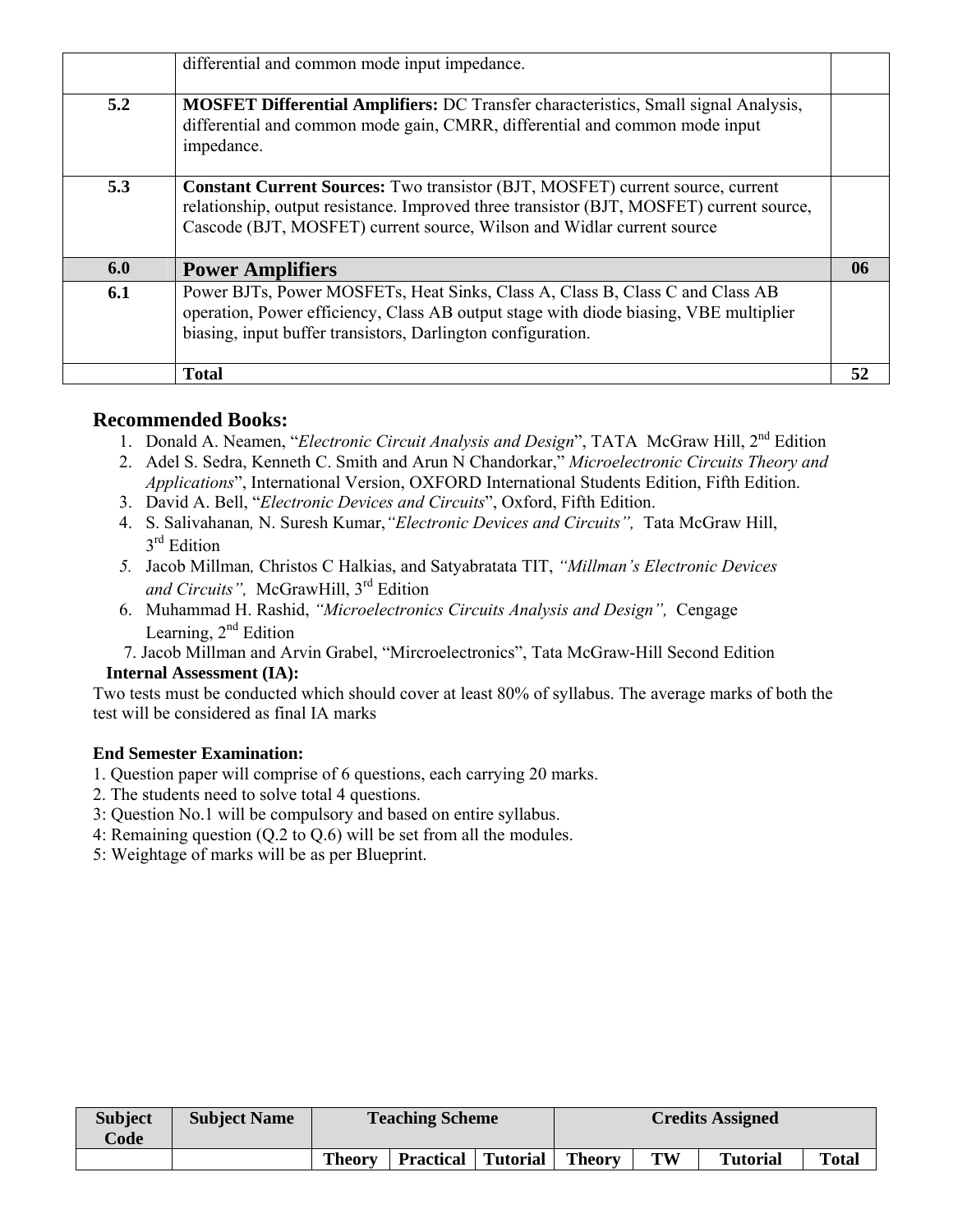|  | differential and common mode input impedance. |  |
|---|---|---|
| 5.2 | **MOSFET Differential Amplifiers:** DC Transfer characteristics, Small signal Analysis, differential and common mode gain, CMRR, differential and common mode input impedance. |  |
| 5.3 | **Constant Current Sources:** Two transistor (BJT, MOSFET) current source, current relationship, output resistance. Improved three transistor (BJT, MOSFET) current source, Cascode (BJT, MOSFET) current source, Wilson and Widlar current source |  |
| **6.0** | **Power Amplifiers** | **06** |
| **6.1** | Power BJTs, Power MOSFETs, Heat Sinks, Class A, Class B, Class C and Class AB operation, Power efficiency, Class AB output stage with diode biasing, VBE multiplier biasing, input buffer transistors, Darlington configuration. |  |
|  | **Total** | **52** |

## Recommended Books:

1. Donald A. Neamen, "*Electronic Circuit Analysis and Design*", TATA McGraw Hill, 2nd Edition
2. Adel S. Sedra, Kenneth C. Smith and Arun N Chandorkar," *Microelectronic Circuits Theory and Applications*", International Version, OXFORD International Students Edition, Fifth Edition.
3. David A. Bell, "*Electronic Devices and Circuits*", Oxford, Fifth Edition.
4. S. Salivahanan, N. Suresh Kumar, *"Electronic Devices and Circuits"*, Tata McGraw Hill, 3rd Edition
5. Jacob Millman, Christos C Halkias, and Satyabratata TIT, *"Millman's Electronic Devices and Circuits"*, McGrawHill, 3rd Edition
6. Muhammad H. Rashid, *"Microelectronics Circuits Analysis and Design"*, Cengage Learning, 2nd Edition
7. Jacob Millman and Arvin Grabel, "Mircroelectronics", Tata McGraw-Hill Second Edition

**Internal Assessment (IA):**

Two tests must be conducted which should cover at least 80% of syllabus. The average marks of both the test will be considered as final IA marks

**End Semester Examination:**

1. Question paper will comprise of 6 questions, each carrying 20 marks.
2. The students need to solve total 4 questions.
3: Question No.1 will be compulsory and based on entire syllabus.
4: Remaining question (Q.2 to Q.6) will be set from all the modules.
5: Weightage of marks will be as per Blueprint.

| Subject Code | Subject Name | Teaching Scheme | | | Credits Assigned | | | |
|---|---|---|---|---|---|---|---|---|
|  |  | Theory | Practical | Tutorial | Theory | TW | Tutorial | Total |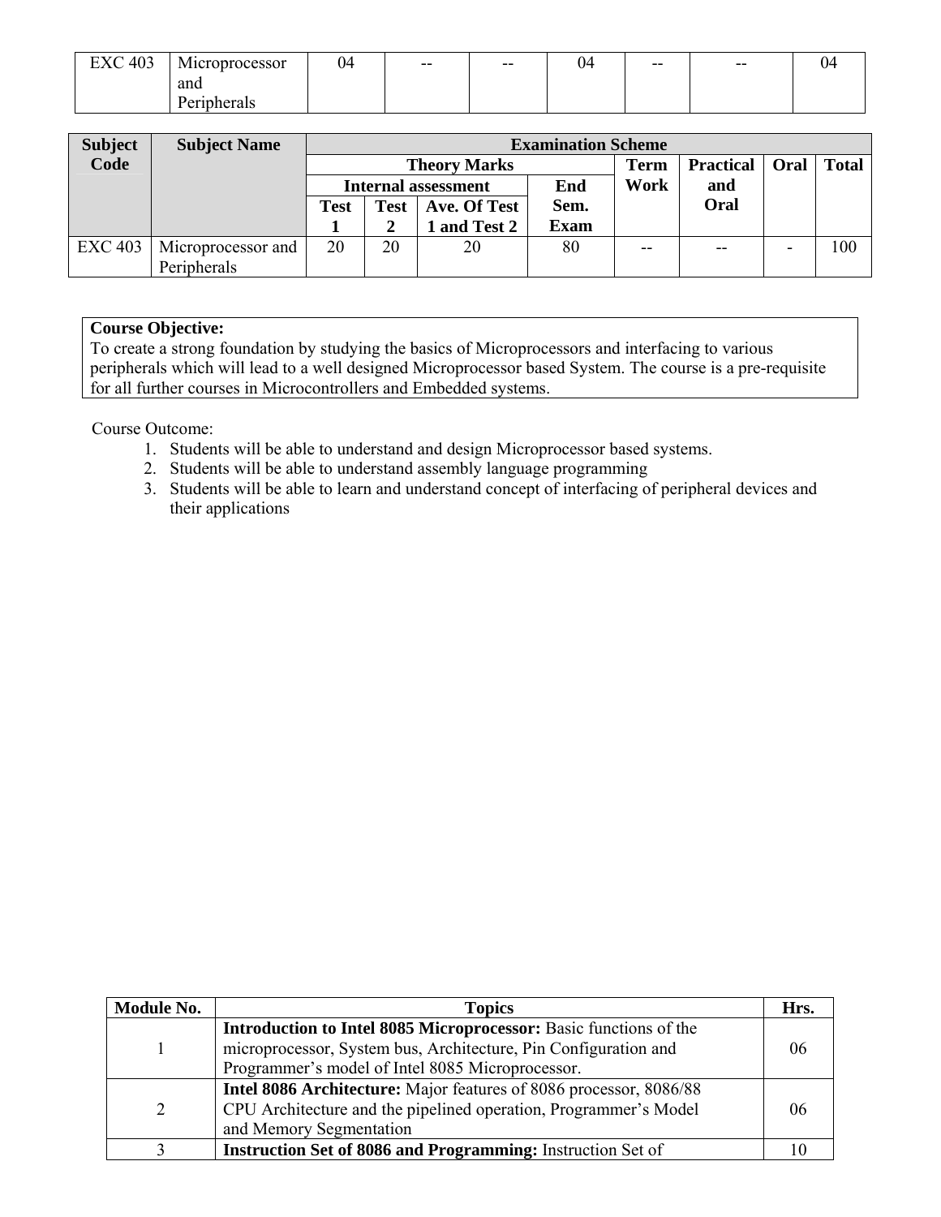| EXC 403 | Microprocessor and Peripherals | 04 | -- | -- | 04 | -- | -- | 04 |
|---|---|---|---|---|---|---|---|---|

| Subject Code | Subject Name | Examination Scheme | | | | | | | |
|---|---|---|---|---|---|---|---|---|---|
| | | Theory Marks | | | | Term Work | Practical and Oral | Oral | Total |
| | | Internal assessment | | | End Sem. Exam | | | | |
| | | Test 1 | Test 2 | Ave. Of Test 1 and Test 2 | | | | | |
| EXC 403 | Microprocessor and Peripherals | 20 | 20 | 20 | 80 | -- | -- | - | 100 |

**Course Objective:**
To create a strong foundation by studying the basics of Microprocessors and interfacing to various peripherals which will lead to a well designed Microprocessor based System. The course is a pre-requisite for all further courses in Microcontrollers and Embedded systems.

Course Outcome:

1. Students will be able to understand and design Microprocessor based systems.
2. Students will be able to understand assembly language programming
3. Students will be able to learn and understand concept of interfacing of peripheral devices and their applications

| Module No. | Topics | Hrs. |
|---|---|---|
| 1 | **Introduction to Intel 8085 Microprocessor:** Basic functions of the microprocessor, System bus, Architecture, Pin Configuration and Programmer's model of Intel 8085 Microprocessor. | 06 |
| 2 | **Intel 8086 Architecture:** Major features of 8086 processor, 8086/88 CPU Architecture and the pipelined operation, Programmer's Model and Memory Segmentation | 06 |
| 3 | **Instruction Set of 8086 and Programming:** Instruction Set of | 10 |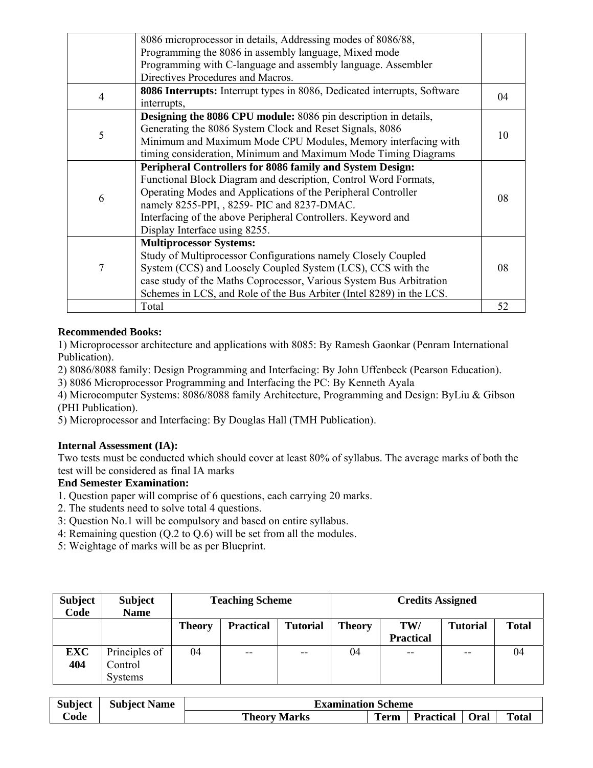| | | |
|---|---|---|
| | 8086 microprocessor in details, Addressing modes of 8086/88, Programming the 8086 in assembly language, Mixed mode Programming with C-language and assembly language. Assembler Directives Procedures and Macros. | |
| 4 | **8086 Interrupts:** Interrupt types in 8086, Dedicated interrupts, Software interrupts, | 04 |
| 5 | **Designing the 8086 CPU module:** 8086 pin description in details, Generating the 8086 System Clock and Reset Signals, 8086 Minimum and Maximum Mode CPU Modules, Memory interfacing with timing consideration, Minimum and Maximum Mode Timing Diagrams | 10 |
| 6 | **Peripheral Controllers for 8086 family and System Design:** Functional Block Diagram and description, Control Word Formats, Operating Modes and Applications of the Peripheral Controller namely 8255-PPI, , 8259- PIC and 8237-DMAC. Interfacing of the above Peripheral Controllers. Keyword and Display Interface using 8255. | 08 |
| 7 | **Multiprocessor Systems:** Study of Multiprocessor Configurations namely Closely Coupled System (CCS) and Loosely Coupled System (LCS), CCS with the case study of the Maths Coprocessor, Various System Bus Arbitration Schemes in LCS, and Role of the Bus Arbiter (Intel 8289) in the LCS. | 08 |
| | Total | 52 |

**Recommended Books:**

1) Microprocessor architecture and applications with 8085: By Ramesh Gaonkar (Penram International Publication).
2) 8086/8088 family: Design Programming and Interfacing: By John Uffenbeck (Pearson Education).
3) 8086 Microprocessor Programming and Interfacing the PC: By Kenneth Ayala
4) Microcomputer Systems: 8086/8088 family Architecture, Programming and Design: ByLiu & Gibson (PHI Publication).
5) Microprocessor and Interfacing: By Douglas Hall (TMH Publication).

**Internal Assessment (IA):**

Two tests must be conducted which should cover at least 80% of syllabus. The average marks of both the test will be considered as final IA marks

**End Semester Examination:**

1. Question paper will comprise of 6 questions, each carrying 20 marks.
2. The students need to solve total 4 questions.
3: Question No.1 will be compulsory and based on entire syllabus.
4: Remaining question (Q.2 to Q.6) will be set from all the modules.
5: Weightage of marks will be as per Blueprint.

| Subject Code | Subject Name | Teaching Scheme | | | Credits Assigned | | | |
|---|---|---|---|---|---|---|---|---|
| | | Theory | Practical | Tutorial | Theory | TW/ Practical | Tutorial | Total |
| EXC 404 | Principles of Control Systems | 04 | -- | -- | 04 | -- | -- | 04 |

| Subject Code | Subject Name | Examination Scheme | | | | |
|---|---|---|---|---|---|---|
| | | Theory Marks | Term | Practical | Oral | Total |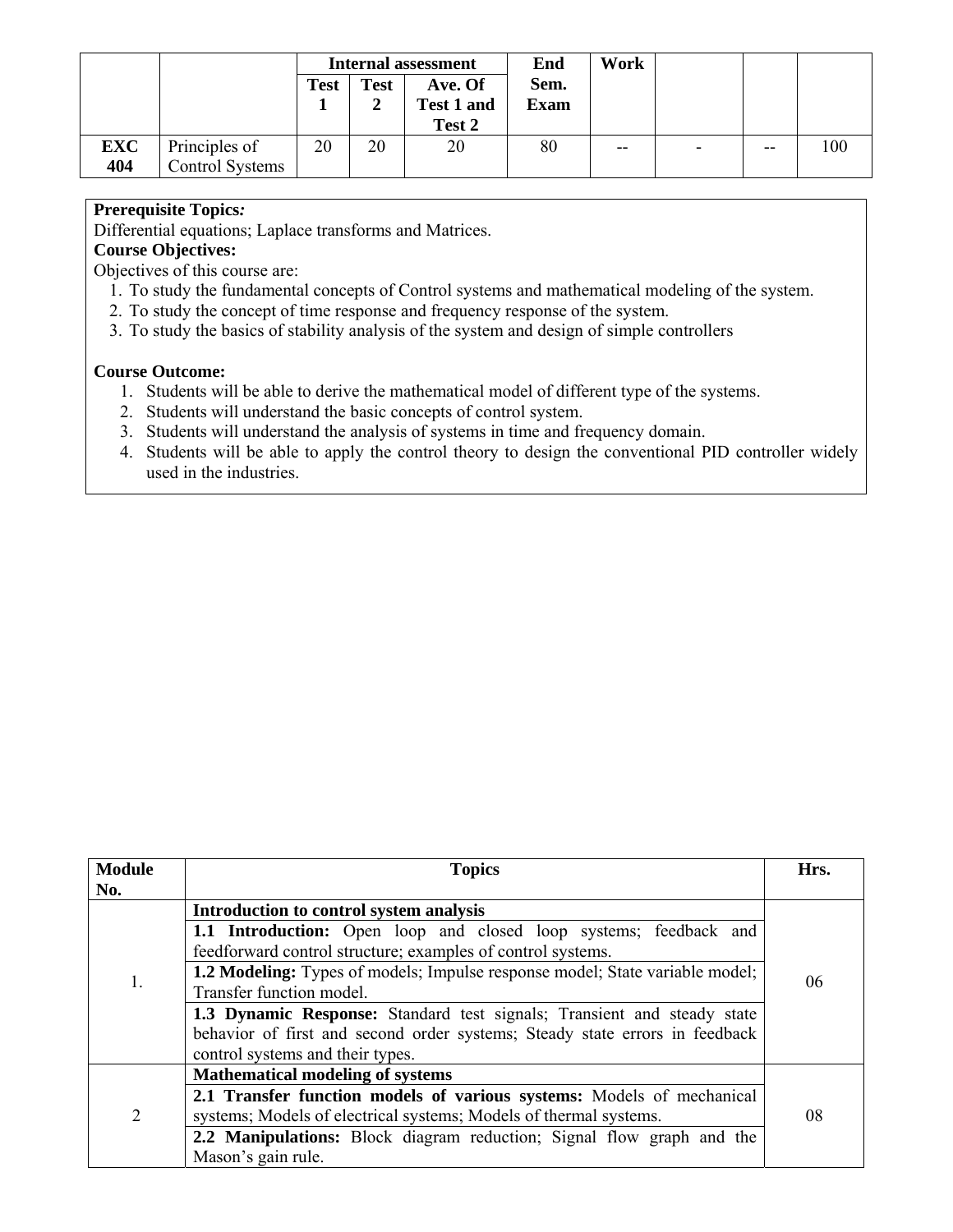| | | Internal assessment | | | End Sem. Exam | Work | | | |
|---|---|---|---|---|---|---|---|---|---|
| | | Test 1 | Test 2 | Ave. Of Test 1 and Test 2 | | | | | |
| **EXC 404** | Principles of Control Systems | 20 | 20 | 20 | 80 | -- | - | -- | 100 |

**Prerequisite Topics:**
Differential equations; Laplace transforms and Matrices.

**Course Objectives:**
Objectives of this course are:

1. To study the fundamental concepts of Control systems and mathematical modeling of the system.
2. To study the concept of time response and frequency response of the system.
3. To study the basics of stability analysis of the system and design of simple controllers

**Course Outcome:**

1. Students will be able to derive the mathematical model of different type of the systems.
2. Students will understand the basic concepts of control system.
3. Students will understand the analysis of systems in time and frequency domain.
4. Students will be able to apply the control theory to design the conventional PID controller widely used in the industries.

| Module No. | Topics | Hrs. |
|---|---|---|
| 1. | **Introduction to control system analysis** | 06 |
| | **1.1 Introduction:** Open loop and closed loop systems; feedback and feedforward control structure; examples of control systems. | |
| | **1.2 Modeling:** Types of models; Impulse response model; State variable model; Transfer function model. | |
| | **1.3 Dynamic Response:** Standard test signals; Transient and steady state behavior of first and second order systems; Steady state errors in feedback control systems and their types. | |
| 2 | **Mathematical modeling of systems** | 08 |
| | **2.1 Transfer function models of various systems:** Models of mechanical systems; Models of electrical systems; Models of thermal systems. | |
| | **2.2 Manipulations:** Block diagram reduction; Signal flow graph and the Mason's gain rule. | |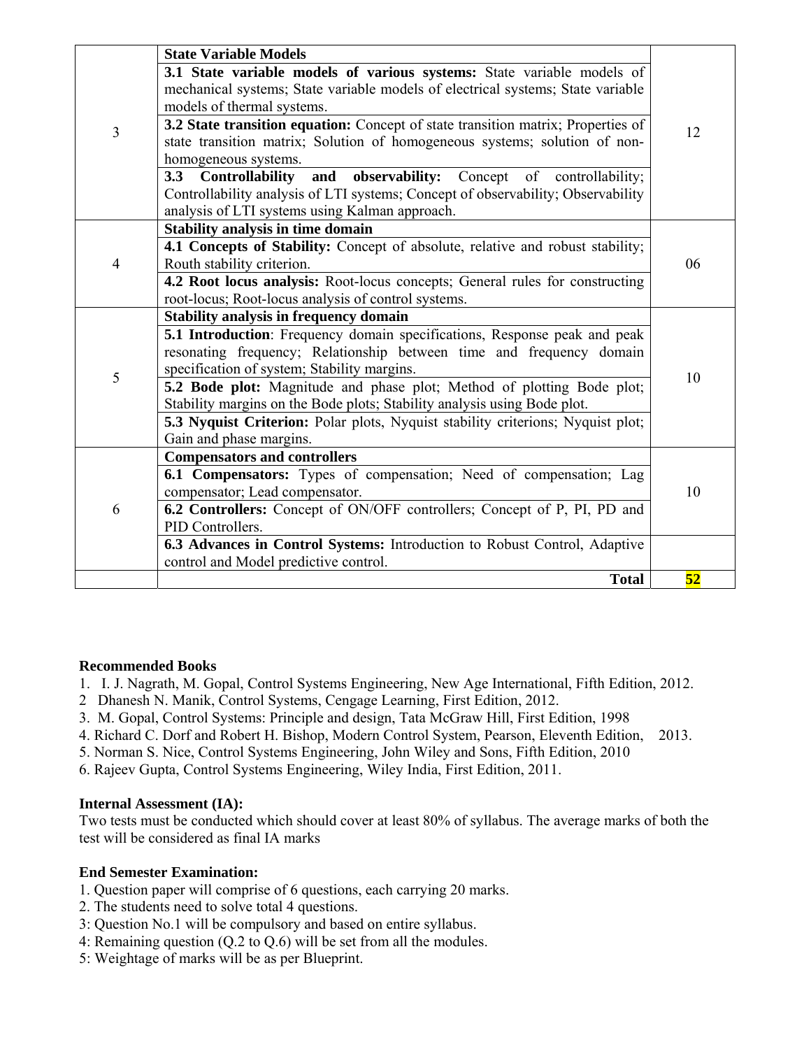| | | |
|---|---|---|
| 3 | **State Variable Models** | 12 |
| | **3.1 State variable models of various systems:** State variable models of mechanical systems; State variable models of electrical systems; State variable models of thermal systems. | |
| | **3.2 State transition equation:** Concept of state transition matrix; Properties of state transition matrix; Solution of homogeneous systems; solution of non-homogeneous systems. | |
| | **3.3 Controllability and observability:** Concept of controllability; Controllability analysis of LTI systems; Concept of observability; Observability analysis of LTI systems using Kalman approach. | |
| 4 | **Stability analysis in time domain** | 06 |
| | **4.1 Concepts of Stability:** Concept of absolute, relative and robust stability; Routh stability criterion. | |
| | **4.2 Root locus analysis:** Root-locus concepts; General rules for constructing root-locus; Root-locus analysis of control systems. | |
| 5 | **Stability analysis in frequency domain** | 10 |
| | **5.1 Introduction**: Frequency domain specifications, Response peak and peak resonating frequency; Relationship between time and frequency domain specification of system; Stability margins. | |
| | **5.2 Bode plot:** Magnitude and phase plot; Method of plotting Bode plot; Stability margins on the Bode plots; Stability analysis using Bode plot. | |
| | **5.3 Nyquist Criterion:** Polar plots, Nyquist stability criterions; Nyquist plot; Gain and phase margins. | |
| 6 | **Compensators and controllers** | 10 |
| | **6.1 Compensators:** Types of compensation; Need of compensation; Lag compensator; Lead compensator. | |
| | **6.2 Controllers:** Concept of ON/OFF controllers; Concept of P, PI, PD and PID Controllers. | |
| | **6.3 Advances in Control Systems:** Introduction to Robust Control, Adaptive control and Model predictive control. | |
| | **Total** | **52** |

**Recommended Books**

1. I. J. Nagrath, M. Gopal, Control Systems Engineering, New Age International, Fifth Edition, 2012.
2. Dhanesh N. Manik, Control Systems, Cengage Learning, First Edition, 2012.
3. M. Gopal, Control Systems: Principle and design, Tata McGraw Hill, First Edition, 1998
4. Richard C. Dorf and Robert H. Bishop, Modern Control System, Pearson, Eleventh Edition, 2013.
5. Norman S. Nice, Control Systems Engineering, John Wiley and Sons, Fifth Edition, 2010
6. Rajeev Gupta, Control Systems Engineering, Wiley India, First Edition, 2011.

**Internal Assessment (IA):**

Two tests must be conducted which should cover at least 80% of syllabus. The average marks of both the test will be considered as final IA marks

**End Semester Examination:**

1. Question paper will comprise of 6 questions, each carrying 20 marks.
2. The students need to solve total 4 questions.
3: Question No.1 will be compulsory and based on entire syllabus.
4: Remaining question (Q.2 to Q.6) will be set from all the modules.
5: Weightage of marks will be as per Blueprint.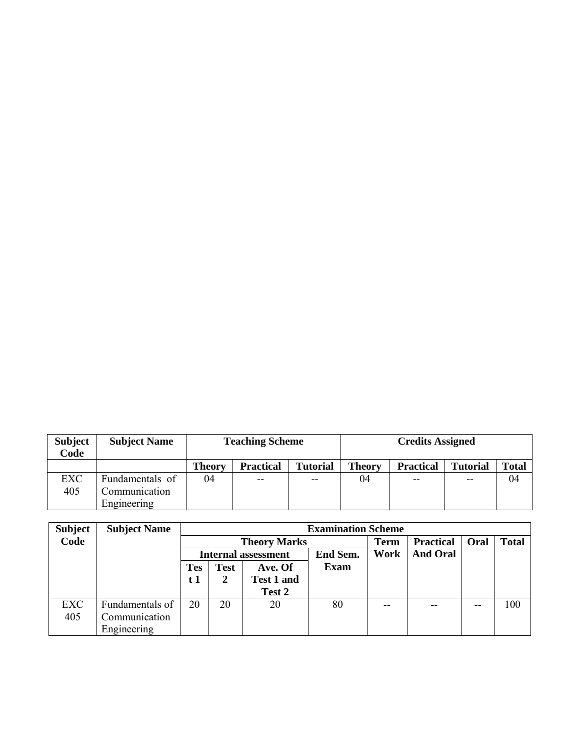| Subject Code | Subject Name | Teaching Scheme | | | Credits Assigned | | | |
|---|---|---|---|---|---|---|---|---|
| | | Theory | Practical | Tutorial | Theory | Practical | Tutorial | Total |
| EXC 405 | Fundamentals of Communication Engineering | 04 | -- | -- | 04 | -- | -- | 04 |

| Subject Code | Subject Name | Examination Scheme | | | | | | | |
|---|---|---|---|---|---|---|---|---|---|
| | | Theory Marks | | | | Term Work | Practical And Oral | Oral | Total |
| | | Internal assessment | | | End Sem. Exam | | | | |
| | | Test 1 | Test 2 | Ave. Of Test 1 and Test 2 | | | | | |
| EXC 405 | Fundamentals of Communication Engineering | 20 | 20 | 20 | 80 | -- | -- | -- | 100 |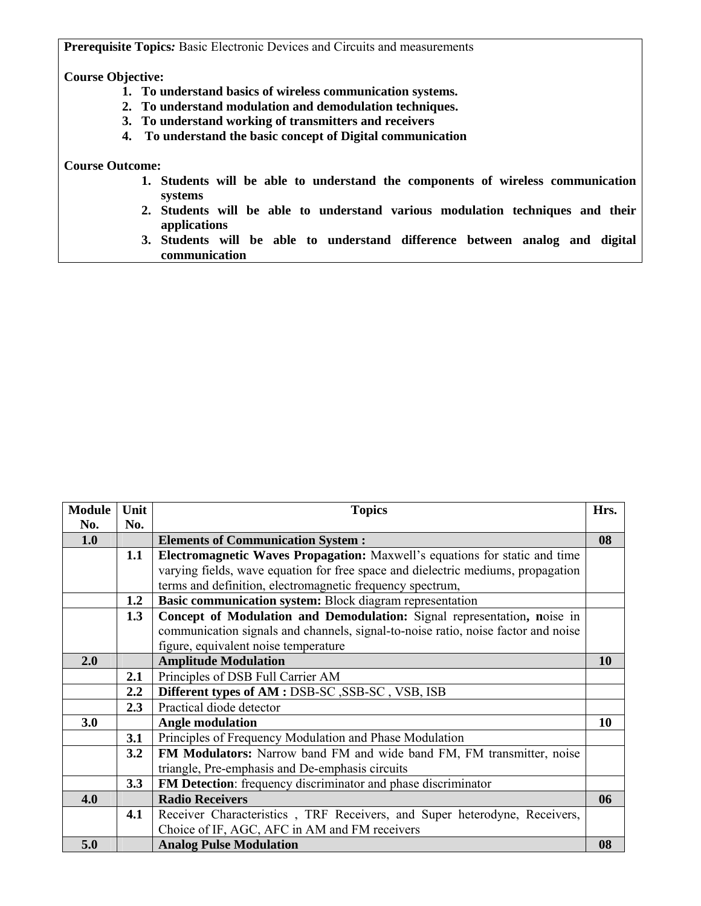**Prerequisite Topics***:* Basic Electronic Devices and Circuits and measurements

**Course Objective:**

1. **To understand basics of wireless communication systems.**
2. **To understand modulation and demodulation techniques.**
3. **To understand working of transmitters and receivers**
4. **To understand the basic concept of Digital communication**

**Course Outcome:**

1. **Students will be able to understand the components of wireless communication systems**
2. **Students will be able to understand various modulation techniques and their applications**
3. **Students will be able to understand difference between analog and digital communication**

| Module No. | Unit No. | Topics | Hrs. |
|---|---|---|---|
| **1.0** | | **Elements of Communication System :** | **08** |
| | **1.1** | **Electromagnetic Waves Propagation:** Maxwell's equations for static and time varying fields, wave equation for free space and dielectric mediums, propagation terms and definition, electromagnetic frequency spectrum, | |
| | **1.2** | **Basic communication system:** Block diagram representation | |
| | **1.3** | **Concept of Modulation and Demodulation:** Signal representation**, n**oise in communication signals and channels, signal-to-noise ratio, noise factor and noise figure, equivalent noise temperature | |
| **2.0** | | **Amplitude Modulation** | **10** |
| | **2.1** | Principles of DSB Full Carrier AM | |
| | **2.2** | **Different types of AM :** DSB-SC ,SSB-SC , VSB, ISB | |
| | **2.3** | Practical diode detector | |
| **3.0** | | **Angle modulation** | **10** |
| | **3.1** | Principles of Frequency Modulation and Phase Modulation | |
| | **3.2** | **FM Modulators:** Narrow band FM and wide band FM, FM transmitter, noise triangle, Pre-emphasis and De-emphasis circuits | |
| | **3.3** | **FM Detection**: frequency discriminator and phase discriminator | |
| **4.0** | | **Radio Receivers** | **06** |
| | **4.1** | Receiver Characteristics , TRF Receivers, and Super heterodyne, Receivers, Choice of IF, AGC, AFC in AM and FM receivers | |
| **5.0** | | **Analog Pulse Modulation** | **08** |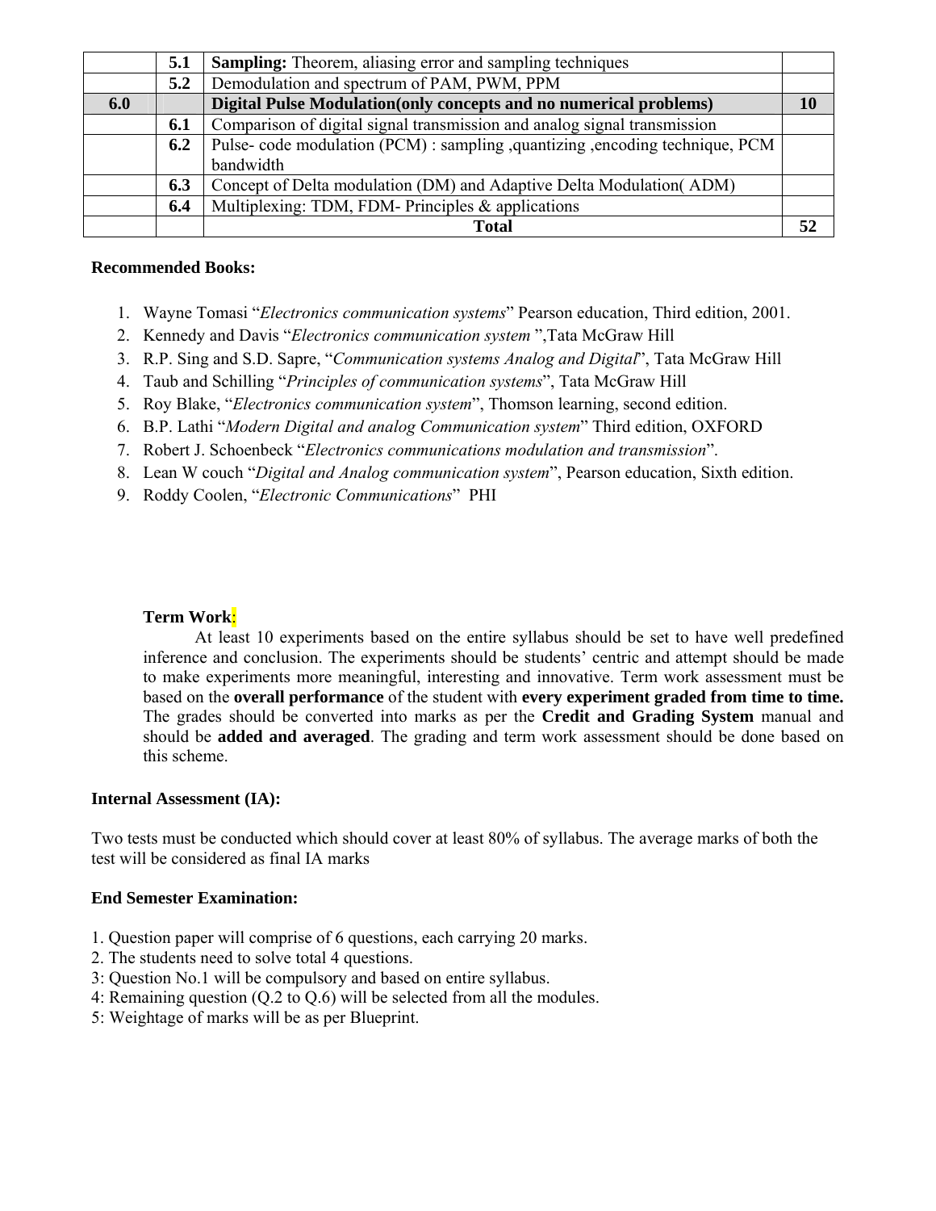| | | | |
|---|---|---|---|
| | **5.1** | **Sampling:** Theorem, aliasing error and sampling techniques | |
| | **5.2** | Demodulation and spectrum of PAM, PWM, PPM | |
| **6.0** | | **Digital Pulse Modulation(only concepts and no numerical problems)** | **10** |
| | **6.1** | Comparison of digital signal transmission and analog signal transmission | |
| | **6.2** | Pulse- code modulation (PCM) : sampling ,quantizing ,encoding technique, PCM bandwidth | |
| | **6.3** | Concept of Delta modulation (DM) and Adaptive Delta Modulation( ADM) | |
| | **6.4** | Multiplexing: TDM, FDM- Principles & applications | |
| | | **Total** | **52** |

**Recommended Books:**

1. Wayne Tomasi "*Electronics communication systems*" Pearson education, Third edition, 2001.
2. Kennedy and Davis "*Electronics communication system* ",Tata McGraw Hill
3. R.P. Sing and S.D. Sapre, "*Communication systems Analog and Digital*", Tata McGraw Hill
4. Taub and Schilling "*Principles of communication systems*", Tata McGraw Hill
5. Roy Blake, "*Electronics communication system*", Thomson learning, second edition.
6. B.P. Lathi "*Modern Digital and analog Communication system*" Third edition, OXFORD
7. Robert J. Schoenbeck "*Electronics communications modulation and transmission*".
8. Lean W couch "*Digital and Analog communication system*", Pearson education, Sixth edition.
9. Roddy Coolen, "*Electronic Communications*" PHI

**Term Work:**

At least 10 experiments based on the entire syllabus should be set to have well predefined inference and conclusion. The experiments should be students' centric and attempt should be made to make experiments more meaningful, interesting and innovative. Term work assessment must be based on the **overall performance** of the student with **every experiment graded from time to time.** The grades should be converted into marks as per the **Credit and Grading System** manual and should be **added and averaged**. The grading and term work assessment should be done based on this scheme.

**Internal Assessment (IA):**

Two tests must be conducted which should cover at least 80% of syllabus. The average marks of both the test will be considered as final IA marks

**End Semester Examination:**

1. Question paper will comprise of 6 questions, each carrying 20 marks.
2. The students need to solve total 4 questions.
3: Question No.1 will be compulsory and based on entire syllabus.
4: Remaining question (Q.2 to Q.6) will be selected from all the modules.
5: Weightage of marks will be as per Blueprint.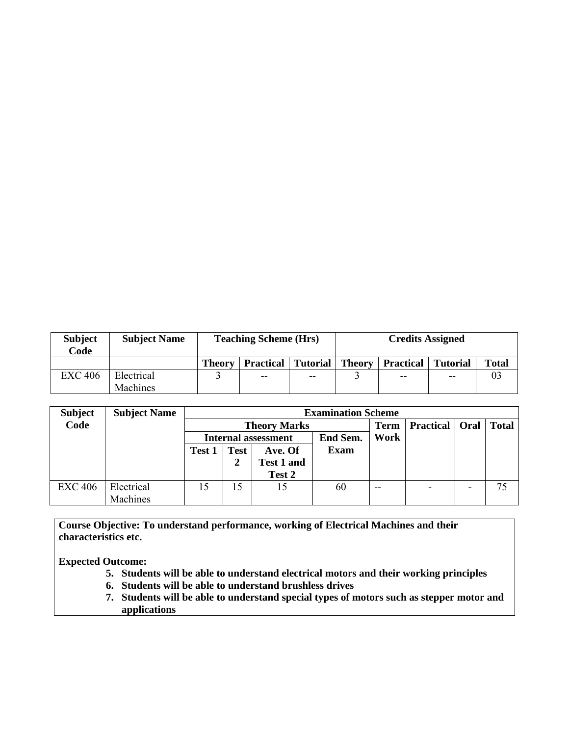| Subject Code | Subject Name | Teaching Scheme (Hrs) | | | Credits Assigned | | | |
|---|---|---|---|---|---|---|---|---|
| | | Theory | Practical | Tutorial | Theory | Practical | Tutorial | Total |
| EXC 406 | Electrical Machines | 3 | -- | -- | 3 | -- | -- | 03 |

| Subject Code | Subject Name | Examination Scheme | | | | | | | |
|---|---|---|---|---|---|---|---|---|---|
| | | Theory Marks | | | | Term Work | Practical | Oral | Total |
| | | Internal assessment | | | End Sem. Exam | | | | |
| | | Test 1 | Test 2 | Ave. Of Test 1 and Test 2 | | | | | |
| EXC 406 | Electrical Machines | 15 | 15 | 15 | 60 | -- | - | - | 75 |

**Course Objective: To understand performance, working of Electrical Machines and their characteristics etc.**

**Expected Outcome:**

5. **Students will be able to understand electrical motors and their working principles**
6. **Students will be able to understand brushless drives**
7. **Students will be able to understand special types of motors such as stepper motor and applications**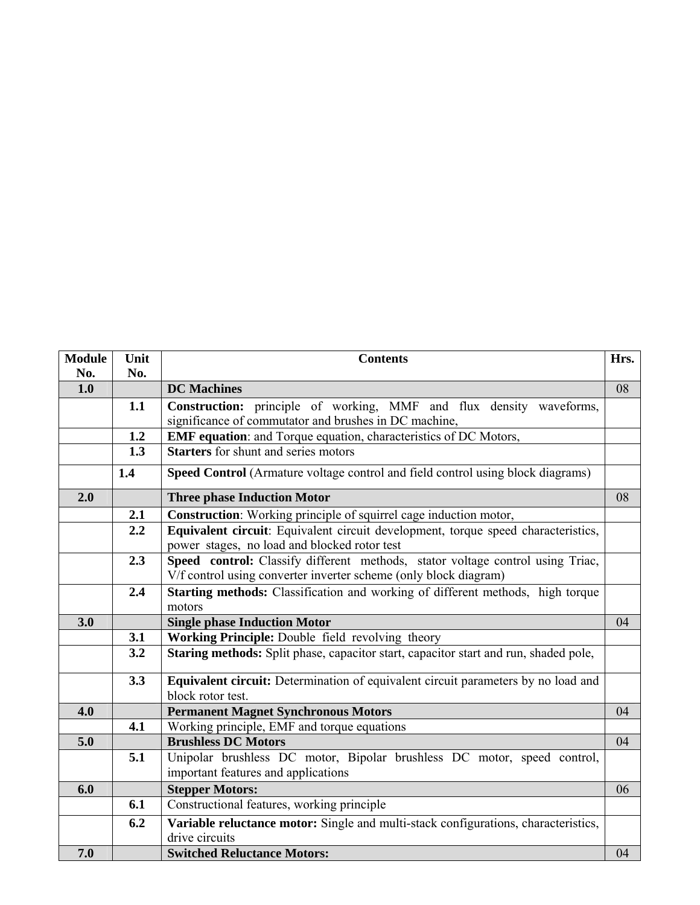| Module No. | Unit No. | Contents | Hrs. |
|---|---|---|---|
| **1.0** | | **DC Machines** | 08 |
| | **1.1** | **Construction:** principle of working, MMF and flux density waveforms, significance of commutator and brushes in DC machine, | |
| | **1.2** | **EMF equation**: and Torque equation, characteristics of DC Motors, | |
| | **1.3** | **Starters** for shunt and series motors | |
| | **1.4** | **Speed Control** (Armature voltage control and field control using block diagrams) | |
| **2.0** | | **Three phase Induction Motor** | 08 |
| | **2.1** | **Construction**: Working principle of squirrel cage induction motor, | |
| | **2.2** | **Equivalent circuit**: Equivalent circuit development, torque speed characteristics, power stages, no load and blocked rotor test | |
| | **2.3** | **Speed control:** Classify different methods, stator voltage control using Triac, V/f control using converter inverter scheme (only block diagram) | |
| | **2.4** | **Starting methods:** Classification and working of different methods, high torque motors | |
| **3.0** | | **Single phase Induction Motor** | 04 |
| | **3.1** | **Working Principle:** Double field revolving theory | |
| | **3.2** | **Staring methods:** Split phase, capacitor start, capacitor start and run, shaded pole, | |
| | **3.3** | **Equivalent circuit:** Determination of equivalent circuit parameters by no load and block rotor test. | |
| **4.0** | | **Permanent Magnet Synchronous Motors** | 04 |
| | **4.1** | Working principle, EMF and torque equations | |
| **5.0** | | **Brushless DC Motors** | 04 |
| | **5.1** | Unipolar brushless DC motor, Bipolar brushless DC motor, speed control, important features and applications | |
| **6.0** | | **Stepper Motors:** | 06 |
| | **6.1** | Constructional features, working principle | |
| | **6.2** | **Variable reluctance motor:** Single and multi-stack configurations, characteristics, drive circuits | |
| **7.0** | | **Switched Reluctance Motors:** | 04 |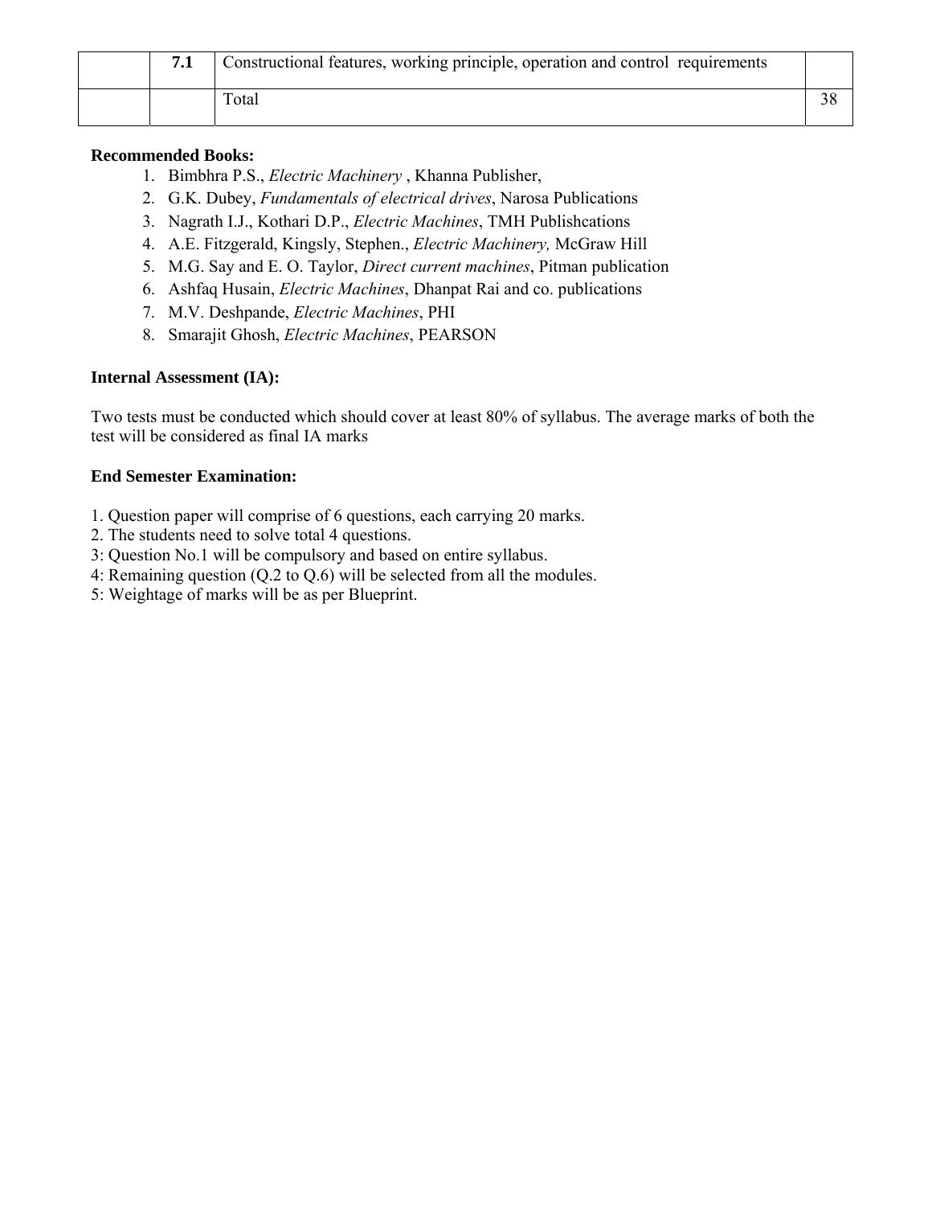| | | | |
|---|---|---|---|
| | **7.1** | Constructional features, working principle, operation and control requirements | |
| | | Total | 38 |

**Recommended Books:**

1. Bimbhra P.S., *Electric Machinery* , Khanna Publisher,
2. G.K. Dubey, *Fundamentals of electrical drives*, Narosa Publications
3. Nagrath I.J., Kothari D.P., *Electric Machines*, TMH Publishcations
4. A.E. Fitzgerald, Kingsly, Stephen., *Electric Machinery,* McGraw Hill
5. M.G. Say and E. O. Taylor, *Direct current machines*, Pitman publication
6. Ashfaq Husain, *Electric Machines*, Dhanpat Rai and co. publications
7. M.V. Deshpande, *Electric Machines*, PHI
8. Smarajit Ghosh, *Electric Machines*, PEARSON

**Internal Assessment (IA):**

Two tests must be conducted which should cover at least 80% of syllabus. The average marks of both the test will be considered as final IA marks

**End Semester Examination:**

1. Question paper will comprise of 6 questions, each carrying 20 marks.
2. The students need to solve total 4 questions.
3: Question No.1 will be compulsory and based on entire syllabus.
4: Remaining question (Q.2 to Q.6) will be selected from all the modules.
5: Weightage of marks will be as per Blueprint.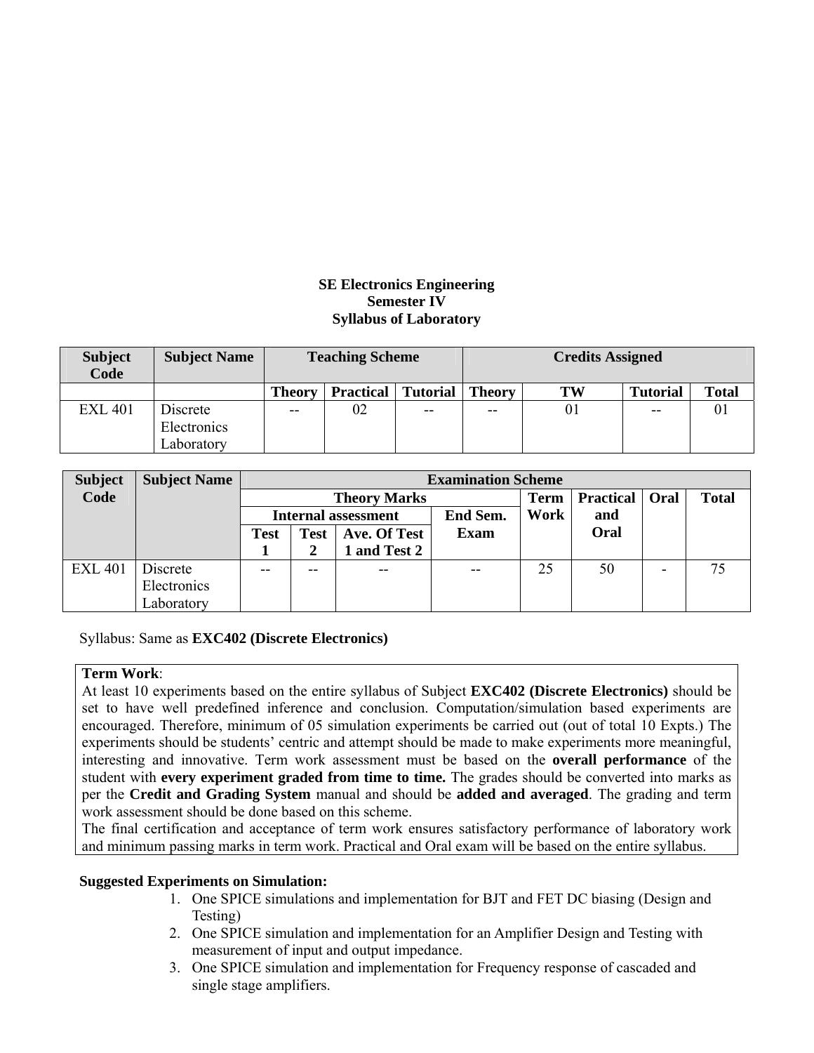**SE Electronics Engineering**
**Semester IV**
**Syllabus of Laboratory**

| Subject Code | Subject Name | Teaching Scheme | | | Credits Assigned | | | |
|---|---|---|---|---|---|---|---|---|
| | | Theory | Practical | Tutorial | Theory | TW | Tutorial | Total |
| EXL 401 | Discrete Electronics Laboratory | -- | 02 | -- | -- | 01 | -- | 01 |

| Subject Code | Subject Name | Examination Scheme | | | | | | | |
|---|---|---|---|---|---|---|---|---|---|
| | | Theory Marks | | | | Term Work | Practical and Oral | Oral | Total |
| | | Internal assessment | | | End Sem. Exam | | | | |
| | | Test 1 | Test 2 | Ave. Of Test 1 and Test 2 | | | | | |
| EXL 401 | Discrete Electronics Laboratory | -- | -- | -- | -- | 25 | 50 | - | 75 |

Syllabus: Same as **EXC402 (Discrete Electronics)**

**Term Work**:
At least 10 experiments based on the entire syllabus of Subject **EXC402 (Discrete Electronics)** should be set to have well predefined inference and conclusion. Computation/simulation based experiments are encouraged. Therefore, minimum of 05 simulation experiments be carried out (out of total 10 Expts.) The experiments should be students' centric and attempt should be made to make experiments more meaningful, interesting and innovative. Term work assessment must be based on the **overall performance** of the student with **every experiment graded from time to time.** The grades should be converted into marks as per the **Credit and Grading System** manual and should be **added and averaged**. The grading and term work assessment should be done based on this scheme.
The final certification and acceptance of term work ensures satisfactory performance of laboratory work and minimum passing marks in term work. Practical and Oral exam will be based on the entire syllabus.

**Suggested Experiments on Simulation:**

1. One SPICE simulations and implementation for BJT and FET DC biasing (Design and Testing)
2. One SPICE simulation and implementation for an Amplifier Design and Testing with measurement of input and output impedance.
3. One SPICE simulation and implementation for Frequency response of cascaded and single stage amplifiers.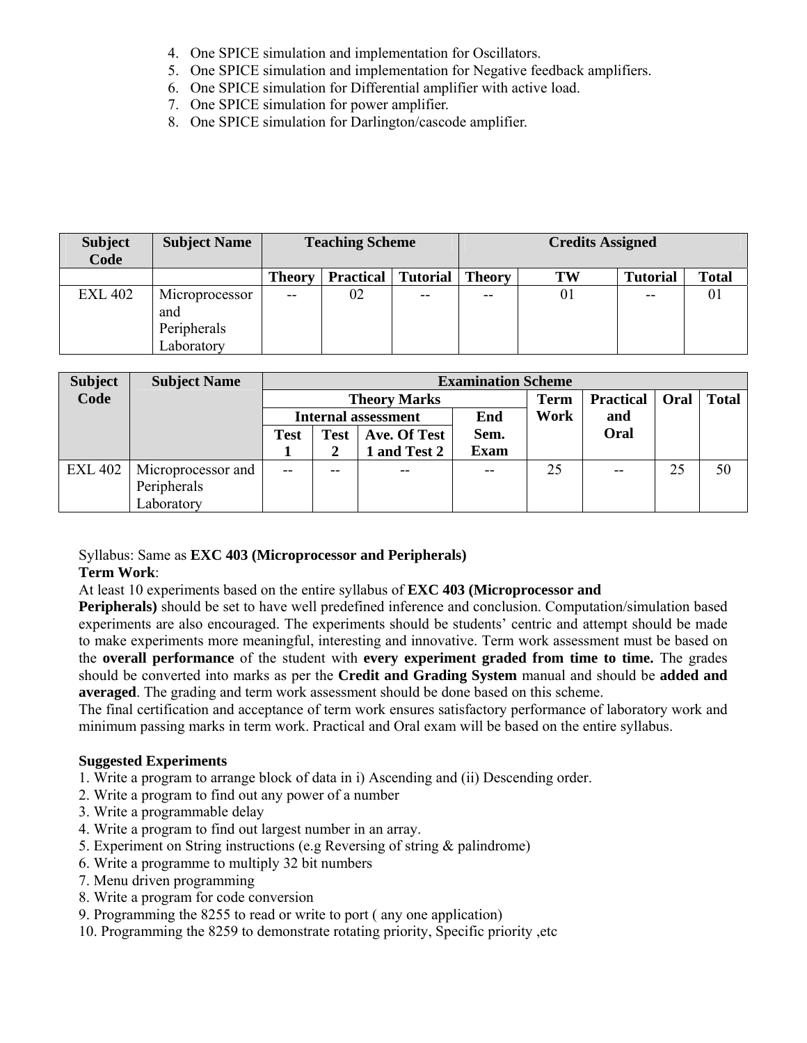4. One SPICE simulation and implementation for Oscillators.
5. One SPICE simulation and implementation for Negative feedback amplifiers.
6. One SPICE simulation for Differential amplifier with active load.
7. One SPICE simulation for power amplifier.
8. One SPICE simulation for Darlington/cascode amplifier.

| Subject Code | Subject Name | Teaching Scheme | | | Credits Assigned | | | |
|---|---|---|---|---|---|---|---|---|
| | | Theory | Practical | Tutorial | Theory | TW | Tutorial | Total |
| EXL 402 | Microprocessor and Peripherals Laboratory | -- | 02 | -- | -- | 01 | -- | 01 |

| Subject Code | Subject Name | Examination Scheme | | | | | | | |
|---|---|---|---|---|---|---|---|---|---|
| | | Theory Marks | | | | Term Work | Practical and Oral | Oral | Total |
| | | Internal assessment | | | End Sem. Exam | | | | |
| | | Test 1 | Test 2 | Ave. Of Test 1 and Test 2 | | | | | |
| EXL 402 | Microprocessor and Peripherals Laboratory | -- | -- | -- | -- | 25 | -- | 25 | 50 |

Syllabus: Same as **EXC 403 (Microprocessor and Peripherals)**

**Term Work**:

At least 10 experiments based on the entire syllabus of **EXC 403 (Microprocessor and Peripherals)** should be set to have well predefined inference and conclusion. Computation/simulation based experiments are also encouraged. The experiments should be students' centric and attempt should be made to make experiments more meaningful, interesting and innovative. Term work assessment must be based on the **overall performance** of the student with **every experiment graded from time to time.** The grades should be converted into marks as per the **Credit and Grading System** manual and should be **added and averaged**. The grading and term work assessment should be done based on this scheme.

The final certification and acceptance of term work ensures satisfactory performance of laboratory work and minimum passing marks in term work. Practical and Oral exam will be based on the entire syllabus.

**Suggested Experiments**

1. Write a program to arrange block of data in i) Ascending and (ii) Descending order.
2. Write a program to find out any power of a number
3. Write a programmable delay
4. Write a program to find out largest number in an array.
5. Experiment on String instructions (e.g Reversing of string & palindrome)
6. Write a programme to multiply 32 bit numbers
7. Menu driven programming
8. Write a program for code conversion
9. Programming the 8255 to read or write to port ( any one application)
10. Programming the 8259 to demonstrate rotating priority, Specific priority ,etc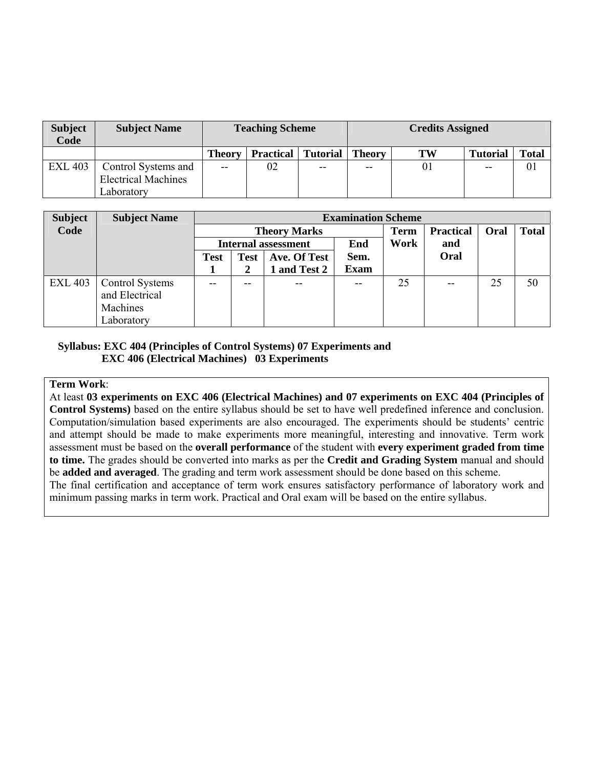| Subject Code | Subject Name | Teaching Scheme | | | Credits Assigned | | | |
|---|---|---|---|---|---|---|---|---|
| | | Theory | Practical | Tutorial | Theory | TW | Tutorial | Total |
| EXL 403 | Control Systems and Electrical Machines Laboratory | -- | 02 | -- | -- | 01 | -- | 01 |

| Subject Code | Subject Name | Examination Scheme | | | | | | | |
|---|---|---|---|---|---|---|---|---|---|
| | | Theory Marks | | | | Term Work | Practical and Oral | Oral | Total |
| | | Internal assessment | | | End Sem. Exam | | | | |
| | | Test 1 | Test 2 | Ave. Of Test 1 and Test 2 | | | | | |
| EXL 403 | Control Systems and Electrical Machines Laboratory | -- | -- | -- | -- | 25 | -- | 25 | 50 |

**Syllabus: EXC 404 (Principles of Control Systems) 07 Experiments and**
**EXC 406 (Electrical Machines) 03 Experiments**

**Term Work**:

At least **03 experiments on EXC 406 (Electrical Machines) and 07 experiments on EXC 404 (Principles of Control Systems)** based on the entire syllabus should be set to have well predefined inference and conclusion. Computation/simulation based experiments are also encouraged. The experiments should be students' centric and attempt should be made to make experiments more meaningful, interesting and innovative. Term work assessment must be based on the **overall performance** of the student with **every experiment graded from time to time.** The grades should be converted into marks as per the **Credit and Grading System** manual and should be **added and averaged**. The grading and term work assessment should be done based on this scheme.

The final certification and acceptance of term work ensures satisfactory performance of laboratory work and minimum passing marks in term work. Practical and Oral exam will be based on the entire syllabus.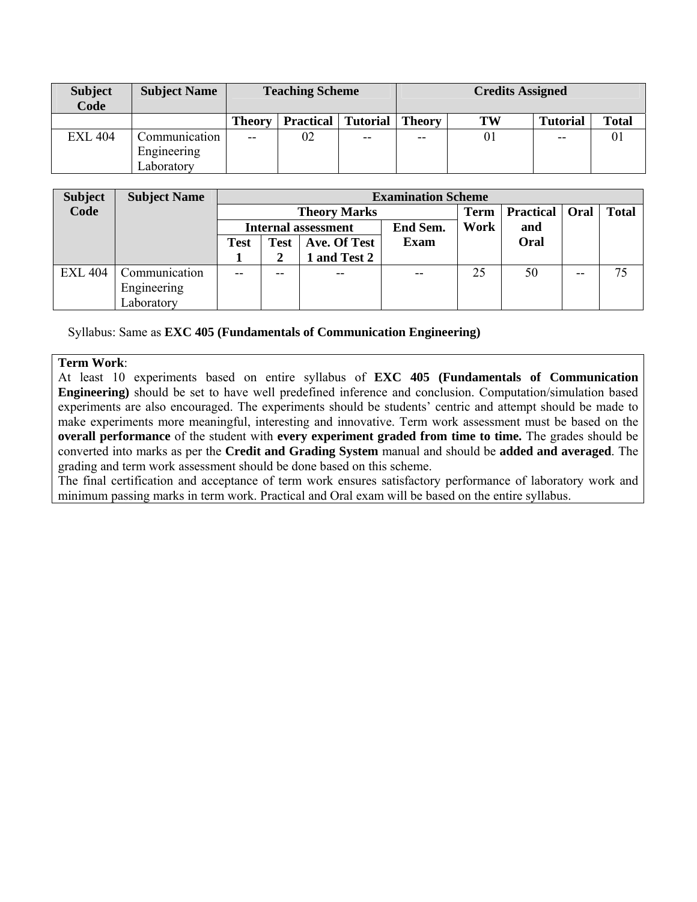| Subject Code | Subject Name | Teaching Scheme | | | Credits Assigned | | | |
|---|---|---|---|---|---|---|---|---|
| | | Theory | Practical | Tutorial | Theory | TW | Tutorial | Total |
| EXL 404 | Communication Engineering Laboratory | -- | 02 | -- | -- | 01 | -- | 01 |

| Subject Code | Subject Name | Examination Scheme | | | | | | | |
|---|---|---|---|---|---|---|---|---|---|
| | | Theory Marks | | | | Term Work | Practical and Oral | Oral | Total |
| | | Internal assessment | | | End Sem. Exam | | | | |
| | | Test 1 | Test 2 | Ave. Of Test 1 and Test 2 | | | | | |
| EXL 404 | Communication Engineering Laboratory | -- | -- | -- | -- | 25 | 50 | -- | 75 |

Syllabus: Same as **EXC 405 (Fundamentals of Communication Engineering)**

**Term Work**:
At least 10 experiments based on entire syllabus of **EXC 405 (Fundamentals of Communication Engineering)** should be set to have well predefined inference and conclusion. Computation/simulation based experiments are also encouraged. The experiments should be students' centric and attempt should be made to make experiments more meaningful, interesting and innovative. Term work assessment must be based on the **overall performance** of the student with **every experiment graded from time to time.** The grades should be converted into marks as per the **Credit and Grading System** manual and should be **added and averaged**. The grading and term work assessment should be done based on this scheme.
The final certification and acceptance of term work ensures satisfactory performance of laboratory work and minimum passing marks in term work. Practical and Oral exam will be based on the entire syllabus.